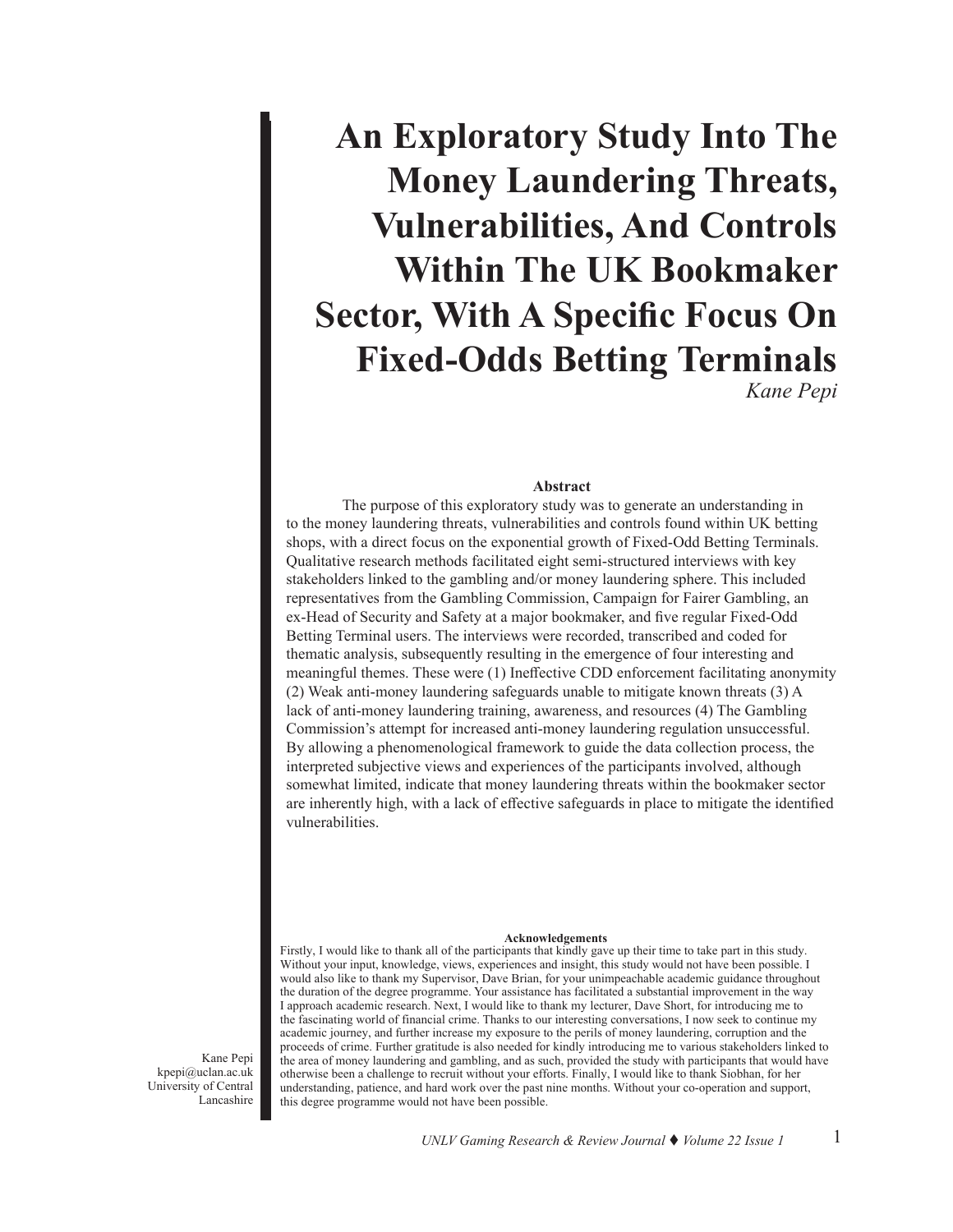# An Exploratory Study Into The Money Laundering Threats, Vulnerabilities, And Controls Within The UK Bookmaker Sector, With A Specific Focus On Fixed-Odds Betting Terminals

*Kane Pepi*

## Abstract

The purpose of this exploratory study was to generate an understanding in to the money laundering threats, vulnerabilities and controls found within UK betting shops, with a direct focus on the exponential growth of Fixed-Odd Betting Terminals. Qualitative research methods facilitated eight semi-structured interviews with key stakeholders linked to the gambling and/or money laundering sphere. This included representatives from the Gambling Commission, Campaign for Fairer Gambling, an ex-Head of Security and Safety at a major bookmaker, and five regular Fixed-Odd Betting Terminal users. The interviews were recorded, transcribed and coded for thematic analysis, subsequently resulting in the emergence of four interesting and meaningful themes. These were (1) Ineffective CDD enforcement facilitating anonymity (2) Weak anti-money laundering safeguards unable to mitigate known threats (3) A lack of anti-money laundering training, awareness, and resources (4) The Gambling Commission's attempt for increased anti-money laundering regulation unsuccessful. By allowing a phenomenological framework to guide the data collection process, the interpreted subjective views and experiences of the participants involved, although somewhat limited, indicate that money laundering threats within the bookmaker sector are inherently high, with a lack of effective safeguards in place to mitigate the identified vulnerabilities.

### Acknowledgements

Firstly, I would like to thank all of the participants that kindly gave up their time to take part in this study. Without your input, knowledge, views, experiences and insight, this study would not have been possible. I would also like to thank my Supervisor, Dave Brian, for your unimpeachable academic guidance throughout the duration of the degree programme. Your assistance has facilitated a substantial improvement in the way I approach academic research. Next, I would like to thank my lecturer, Dave Short, for introducing me to the fascinating world of financial crime. Thanks to our interesting conversations, I now seek to continue my academic journey, and further increase my exposure to the perils of money laundering, corruption and the proceeds of crime. Further gratitude is also needed for kindly introducing me to various stakeholders linked to the area of money laundering and gambling, and as such, provided the study with participants that would have otherwise been a challenge to recruit without your efforts. Finally, I would like to thank Siobhan, for her understanding, patience, and hard work over the past nine months. Without your co-operation and support, this degree programme would not have been possible.

Kane Pepi
kpepi@uclan.ac.uk
University of Central Lancashire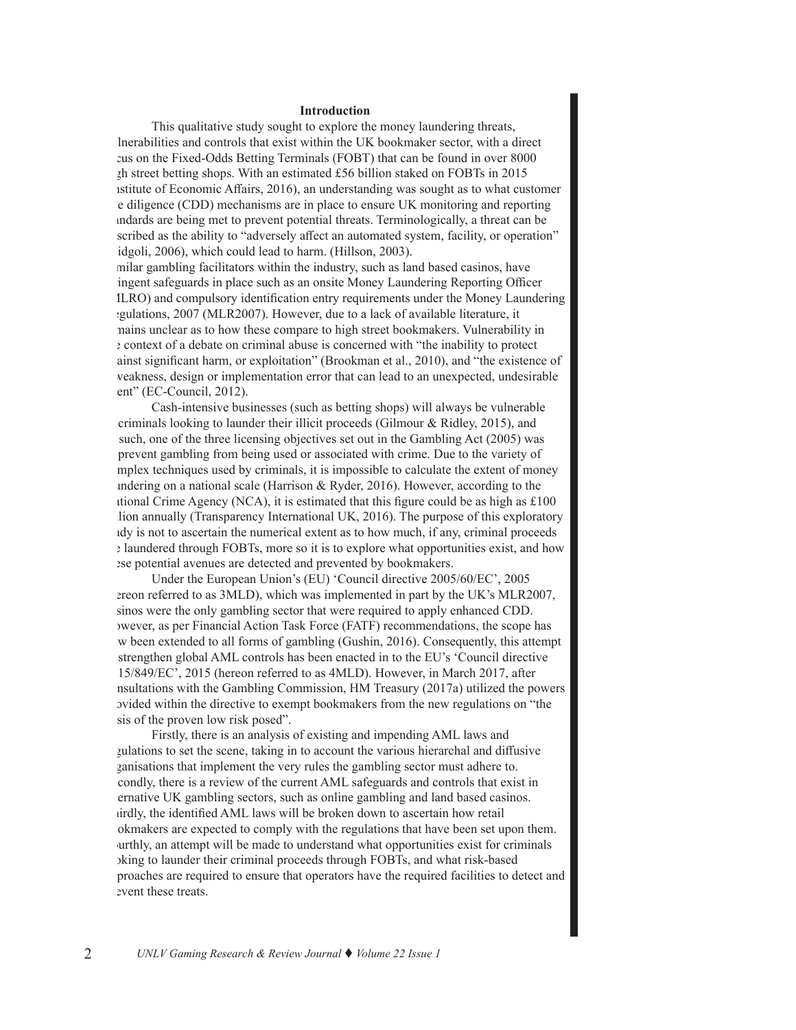## Introduction

This qualitative study sought to explore the money laundering threats, vulnerabilities and controls that exist within the UK bookmaker sector, with a direct focus on the Fixed-Odds Betting Terminals (FOBT) that can be found in over 8000 high street betting shops. With an estimated £56 billion staked on FOBTs in 2015 (Institute of Economic Affairs, 2016), an understanding was sought as to what customer due diligence (CDD) mechanisms are in place to ensure UK monitoring and reporting standards are being met to prevent potential threats. Terminologically, a threat can be described as the ability to "adversely affect an automated system, facility, or operation" (Bidgoli, 2006), which could lead to harm. (Hillson, 2003).

Similar gambling facilitators within the industry, such as land based casinos, have stringent safeguards in place such as an onsite Money Laundering Reporting Officer (MLRO) and compulsory identification entry requirements under the Money Laundering Regulations, 2007 (MLR2007). However, due to a lack of available literature, it remains unclear as to how these compare to high street bookmakers. Vulnerability in the context of a debate on criminal abuse is concerned with "the inability to protect against significant harm, or exploitation" (Brookman et al., 2010), and "the existence of a weakness, design or implementation error that can lead to an unexpected, undesirable event" (EC-Council, 2012).

Cash-intensive businesses (such as betting shops) will always be vulnerable to criminals looking to launder their illicit proceeds (Gilmour & Ridley, 2015), and as such, one of the three licensing objectives set out in the Gambling Act (2005) was to prevent gambling from being used or associated with crime. Due to the variety of complex techniques used by criminals, it is impossible to calculate the extent of money laundering on a national scale (Harrison & Ryder, 2016). However, according to the National Crime Agency (NCA), it is estimated that this figure could be as high as £100 billion annually (Transparency International UK, 2016). The purpose of this exploratory study is not to ascertain the numerical extent as to how much, if any, criminal proceeds are laundered through FOBTs, more so it is to explore what opportunities exist, and how these potential avenues are detected and prevented by bookmakers.

Under the European Union's (EU) 'Council directive 2005/60/EC', 2005 (hereon referred to as 3MLD), which was implemented in part by the UK's MLR2007, casinos were the only gambling sector that were required to apply enhanced CDD. However, as per Financial Action Task Force (FATF) recommendations, the scope has now been extended to all forms of gambling (Gushin, 2016). Consequently, this attempt to strengthen global AML controls has been enacted in to the EU's 'Council directive 2015/849/EC', 2015 (hereon referred to as 4MLD). However, in March 2017, after consultations with the Gambling Commission, HM Treasury (2017a) utilized the powers provided within the directive to exempt bookmakers from the new regulations on "the basis of the proven low risk posed".

Firstly, there is an analysis of existing and impending AML laws and regulations to set the scene, taking in to account the various hierarchal and diffusive organisations that implement the very rules the gambling sector must adhere to. Secondly, there is a review of the current AML safeguards and controls that exist in alternative UK gambling sectors, such as online gambling and land based casinos. Thirdly, the identified AML laws will be broken down to ascertain how retail bookmakers are expected to comply with the regulations that have been set upon them. Fourthly, an attempt will be made to understand what opportunities exist for criminals looking to launder their criminal proceeds through FOBTs, and what risk-based approaches are required to ensure that operators have the required facilities to detect and prevent these treats.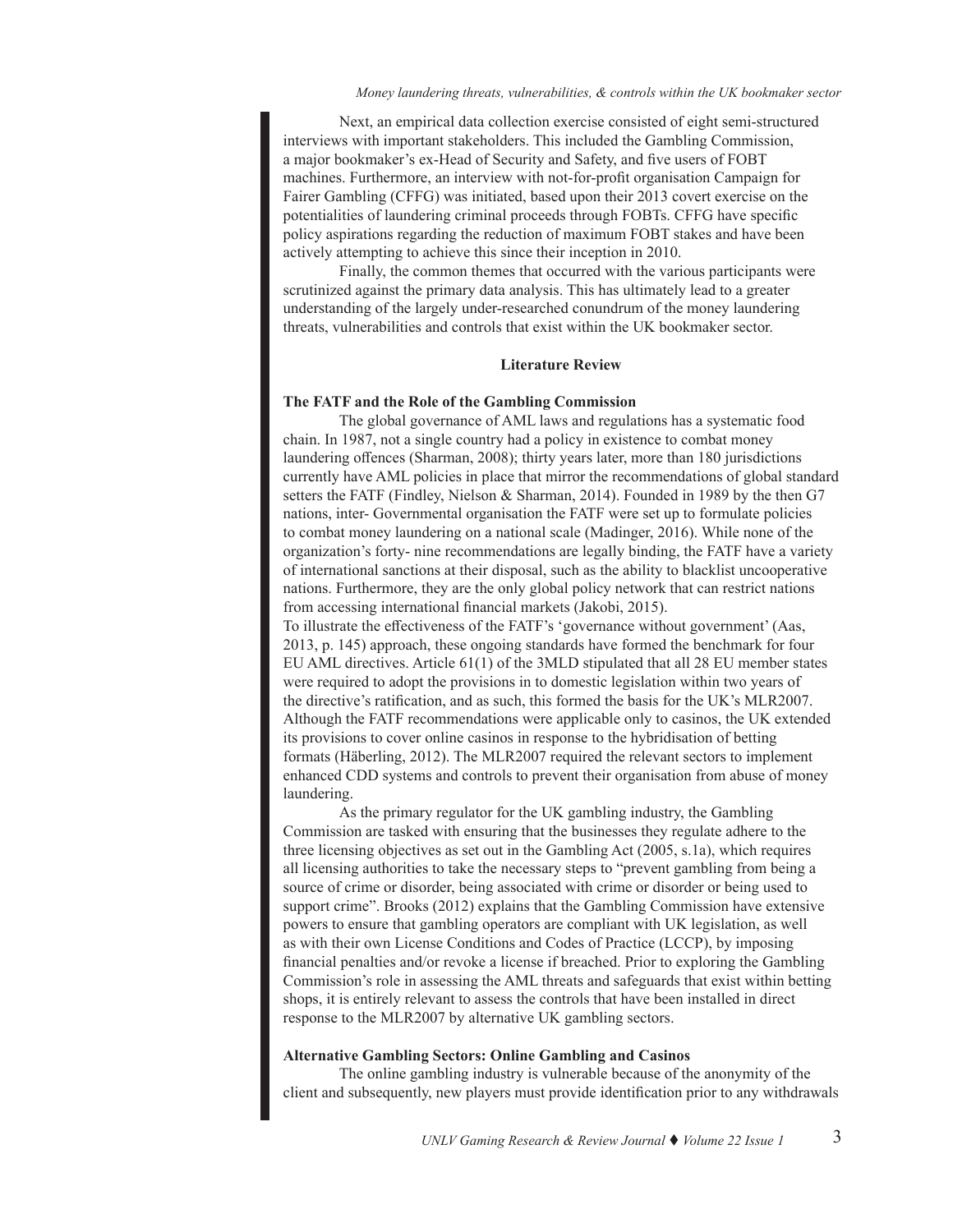Next, an empirical data collection exercise consisted of eight semi-structured interviews with important stakeholders. This included the Gambling Commission, a major bookmaker's ex-Head of Security and Safety, and five users of FOBT machines. Furthermore, an interview with not-for-profit organisation Campaign for Fairer Gambling (CFFG) was initiated, based upon their 2013 covert exercise on the potentialities of laundering criminal proceeds through FOBTs. CFFG have specific policy aspirations regarding the reduction of maximum FOBT stakes and have been actively attempting to achieve this since their inception in 2010.

Finally, the common themes that occurred with the various participants were scrutinized against the primary data analysis. This has ultimately lead to a greater understanding of the largely under-researched conundrum of the money laundering threats, vulnerabilities and controls that exist within the UK bookmaker sector.

## Literature Review

### The FATF and the Role of the Gambling Commission

The global governance of AML laws and regulations has a systematic food chain. In 1987, not a single country had a policy in existence to combat money laundering offences (Sharman, 2008); thirty years later, more than 180 jurisdictions currently have AML policies in place that mirror the recommendations of global standard setters the FATF (Findley, Nielson & Sharman, 2014). Founded in 1989 by the then G7 nations, inter- Governmental organisation the FATF were set up to formulate policies to combat money laundering on a national scale (Madinger, 2016). While none of the organization's forty- nine recommendations are legally binding, the FATF have a variety of international sanctions at their disposal, such as the ability to blacklist uncooperative nations. Furthermore, they are the only global policy network that can restrict nations from accessing international financial markets (Jakobi, 2015).

To illustrate the effectiveness of the FATF's 'governance without government' (Aas, 2013, p. 145) approach, these ongoing standards have formed the benchmark for four EU AML directives. Article 61(1) of the 3MLD stipulated that all 28 EU member states were required to adopt the provisions in to domestic legislation within two years of the directive's ratification, and as such, this formed the basis for the UK's MLR2007. Although the FATF recommendations were applicable only to casinos, the UK extended its provisions to cover online casinos in response to the hybridisation of betting formats (Häberling, 2012). The MLR2007 required the relevant sectors to implement enhanced CDD systems and controls to prevent their organisation from abuse of money laundering.

As the primary regulator for the UK gambling industry, the Gambling Commission are tasked with ensuring that the businesses they regulate adhere to the three licensing objectives as set out in the Gambling Act (2005, s.1a), which requires all licensing authorities to take the necessary steps to "prevent gambling from being a source of crime or disorder, being associated with crime or disorder or being used to support crime". Brooks (2012) explains that the Gambling Commission have extensive powers to ensure that gambling operators are compliant with UK legislation, as well as with their own License Conditions and Codes of Practice (LCCP), by imposing financial penalties and/or revoke a license if breached. Prior to exploring the Gambling Commission's role in assessing the AML threats and safeguards that exist within betting shops, it is entirely relevant to assess the controls that have been installed in direct response to the MLR2007 by alternative UK gambling sectors.

### Alternative Gambling Sectors: Online Gambling and Casinos

The online gambling industry is vulnerable because of the anonymity of the client and subsequently, new players must provide identification prior to any withdrawals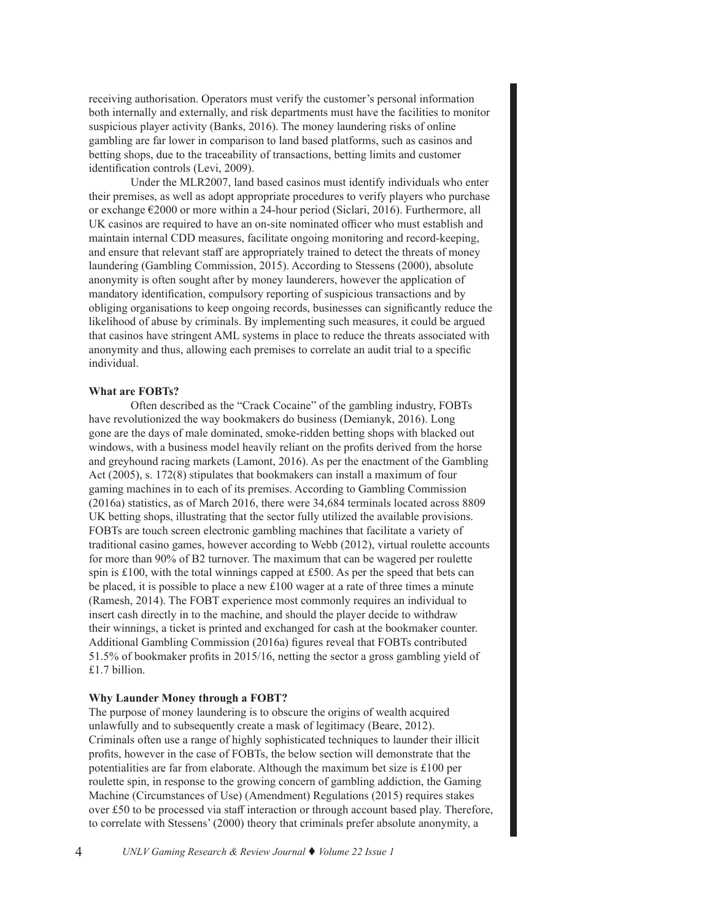receiving authorisation. Operators must verify the customer's personal information both internally and externally, and risk departments must have the facilities to monitor suspicious player activity (Banks, 2016). The money laundering risks of online gambling are far lower in comparison to land based platforms, such as casinos and betting shops, due to the traceability of transactions, betting limits and customer identification controls (Levi, 2009).

Under the MLR2007, land based casinos must identify individuals who enter their premises, as well as adopt appropriate procedures to verify players who purchase or exchange €2000 or more within a 24-hour period (Siclari, 2016). Furthermore, all UK casinos are required to have an on-site nominated officer who must establish and maintain internal CDD measures, facilitate ongoing monitoring and record-keeping, and ensure that relevant staff are appropriately trained to detect the threats of money laundering (Gambling Commission, 2015). According to Stessens (2000), absolute anonymity is often sought after by money launderers, however the application of mandatory identification, compulsory reporting of suspicious transactions and by obliging organisations to keep ongoing records, businesses can significantly reduce the likelihood of abuse by criminals. By implementing such measures, it could be argued that casinos have stringent AML systems in place to reduce the threats associated with anonymity and thus, allowing each premises to correlate an audit trial to a specific individual.

**What are FOBTs?**

Often described as the "Crack Cocaine" of the gambling industry, FOBTs have revolutionized the way bookmakers do business (Demianyk, 2016). Long gone are the days of male dominated, smoke-ridden betting shops with blacked out windows, with a business model heavily reliant on the profits derived from the horse and greyhound racing markets (Lamont, 2016). As per the enactment of the Gambling Act (2005), s. 172(8) stipulates that bookmakers can install a maximum of four gaming machines in to each of its premises. According to Gambling Commission (2016a) statistics, as of March 2016, there were 34,684 terminals located across 8809 UK betting shops, illustrating that the sector fully utilized the available provisions. FOBTs are touch screen electronic gambling machines that facilitate a variety of traditional casino games, however according to Webb (2012), virtual roulette accounts for more than 90% of B2 turnover. The maximum that can be wagered per roulette spin is £100, with the total winnings capped at £500. As per the speed that bets can be placed, it is possible to place a new £100 wager at a rate of three times a minute (Ramesh, 2014). The FOBT experience most commonly requires an individual to insert cash directly in to the machine, and should the player decide to withdraw their winnings, a ticket is printed and exchanged for cash at the bookmaker counter. Additional Gambling Commission (2016a) figures reveal that FOBTs contributed 51.5% of bookmaker profits in 2015/16, netting the sector a gross gambling yield of £1.7 billion.

**Why Launder Money through a FOBT?**

The purpose of money laundering is to obscure the origins of wealth acquired unlawfully and to subsequently create a mask of legitimacy (Beare, 2012). Criminals often use a range of highly sophisticated techniques to launder their illicit profits, however in the case of FOBTs, the below section will demonstrate that the potentialities are far from elaborate. Although the maximum bet size is £100 per roulette spin, in response to the growing concern of gambling addiction, the Gaming Machine (Circumstances of Use) (Amendment) Regulations (2015) requires stakes over £50 to be processed via staff interaction or through account based play. Therefore, to correlate with Stessens' (2000) theory that criminals prefer absolute anonymity, a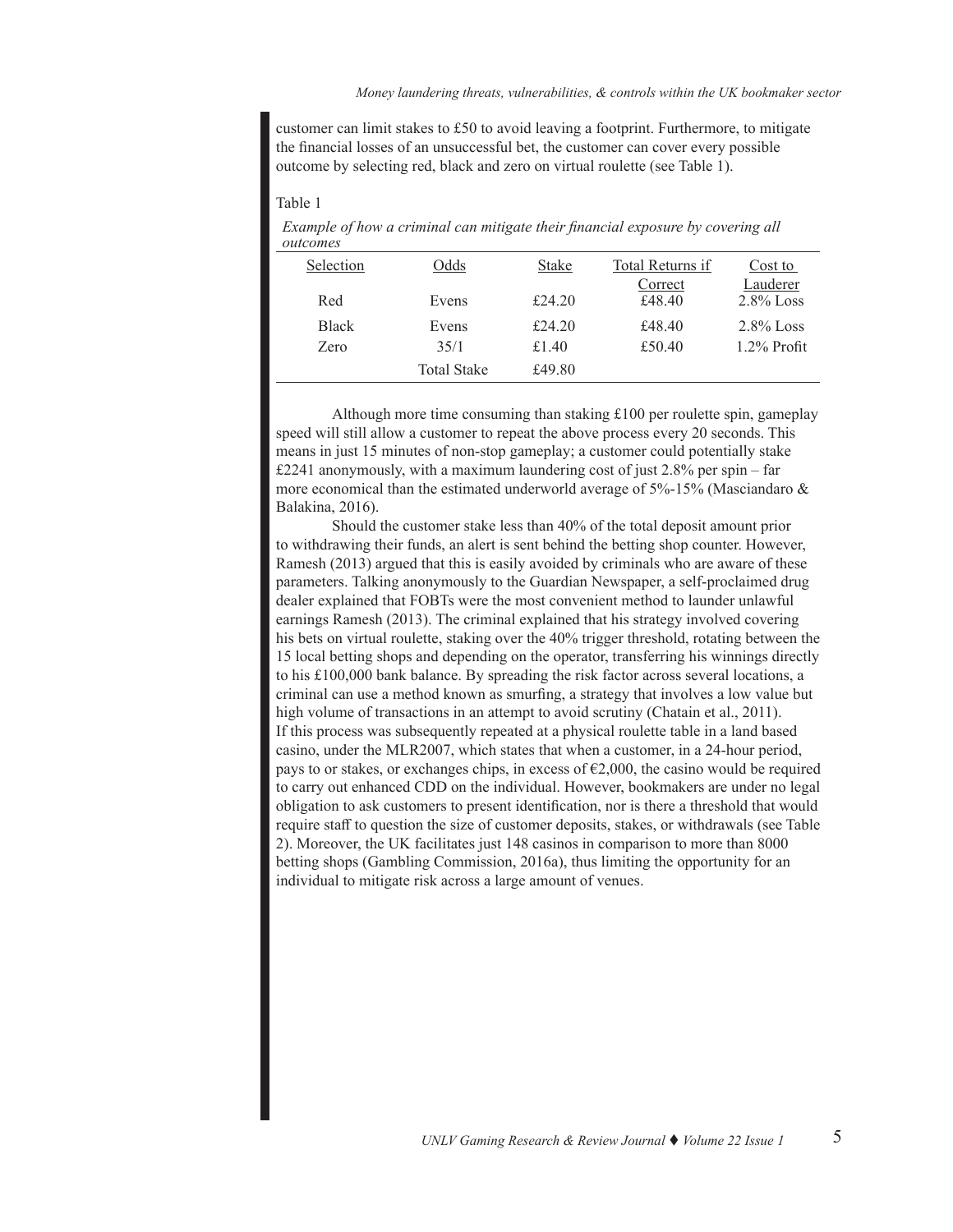customer can limit stakes to £50 to avoid leaving a footprint. Furthermore, to mitigate the financial losses of an unsuccessful bet, the customer can cover every possible outcome by selecting red, black and zero on virtual roulette (see Table 1).

Table 1

*Example of how a criminal can mitigate their financial exposure by covering all outcomes*

| Selection | Odds | Stake | Total Returns if Correct | Cost to Lauderer |
|---|---|---|---|---|
| Red | Evens | £24.20 | £48.40 | 2.8% Loss |
| Black | Evens | £24.20 | £48.40 | 2.8% Loss |
| Zero | 35/1 | £1.40 | £50.40 | 1.2% Profit |
| | Total Stake | £49.80 | | |

Although more time consuming than staking £100 per roulette spin, gameplay speed will still allow a customer to repeat the above process every 20 seconds. This means in just 15 minutes of non-stop gameplay; a customer could potentially stake £2241 anonymously, with a maximum laundering cost of just 2.8% per spin – far more economical than the estimated underworld average of 5%-15% (Masciandaro & Balakina, 2016).

Should the customer stake less than 40% of the total deposit amount prior to withdrawing their funds, an alert is sent behind the betting shop counter. However, Ramesh (2013) argued that this is easily avoided by criminals who are aware of these parameters. Talking anonymously to the Guardian Newspaper, a self-proclaimed drug dealer explained that FOBTs were the most convenient method to launder unlawful earnings Ramesh (2013). The criminal explained that his strategy involved covering his bets on virtual roulette, staking over the 40% trigger threshold, rotating between the 15 local betting shops and depending on the operator, transferring his winnings directly to his £100,000 bank balance. By spreading the risk factor across several locations, a criminal can use a method known as smurfing, a strategy that involves a low value but high volume of transactions in an attempt to avoid scrutiny (Chatain et al., 2011). If this process was subsequently repeated at a physical roulette table in a land based casino, under the MLR2007, which states that when a customer, in a 24-hour period, pays to or stakes, or exchanges chips, in excess of €2,000, the casino would be required to carry out enhanced CDD on the individual. However, bookmakers are under no legal obligation to ask customers to present identification, nor is there a threshold that would require staff to question the size of customer deposits, stakes, or withdrawals (see Table 2). Moreover, the UK facilitates just 148 casinos in comparison to more than 8000 betting shops (Gambling Commission, 2016a), thus limiting the opportunity for an individual to mitigate risk across a large amount of venues.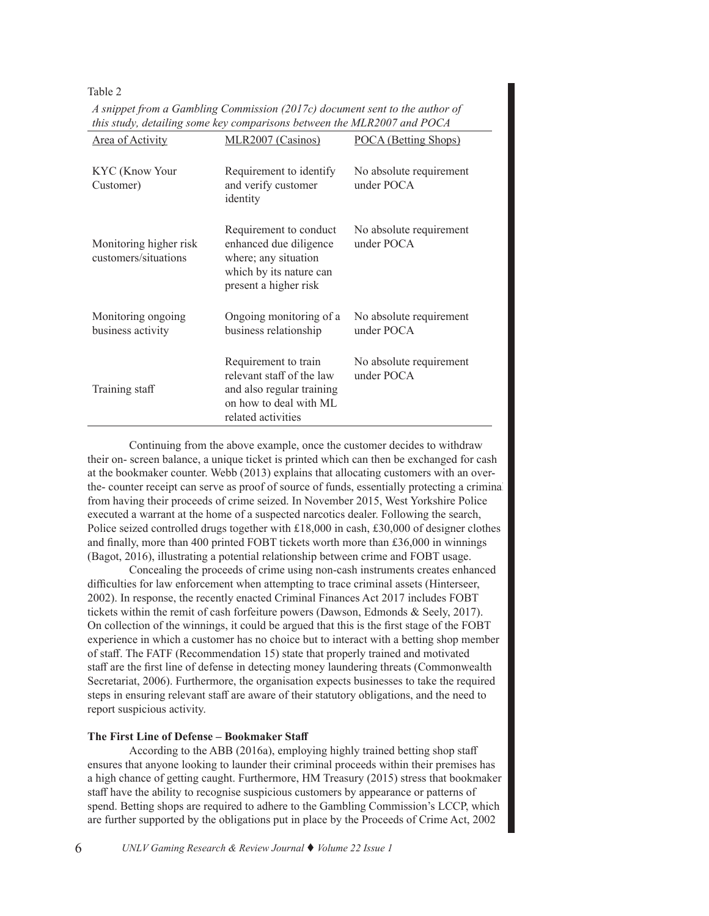Table 2

*A snippet from a Gambling Commission (2017c) document sent to the author of this study, detailing some key comparisons between the MLR2007 and POCA*

| Area of Activity | MLR2007 (Casinos) | POCA (Betting Shops) |
|---|---|---|
| KYC (Know Your Customer) | Requirement to identify and verify customer identity | No absolute requirement under POCA |
| Monitoring higher risk customers/situations | Requirement to conduct enhanced due diligence where; any situation which by its nature can present a higher risk | No absolute requirement under POCA |
| Monitoring ongoing business activity | Ongoing monitoring of a business relationship | No absolute requirement under POCA |
| Training staff | Requirement to train relevant staff of the law and also regular training on how to deal with ML related activities | No absolute requirement under POCA |

Continuing from the above example, once the customer decides to withdraw their on- screen balance, a unique ticket is printed which can then be exchanged for cash at the bookmaker counter. Webb (2013) explains that allocating customers with an over-the- counter receipt can serve as proof of source of funds, essentially protecting a criminal from having their proceeds of crime seized. In November 2015, West Yorkshire Police executed a warrant at the home of a suspected narcotics dealer. Following the search, Police seized controlled drugs together with £18,000 in cash, £30,000 of designer clothes and finally, more than 400 printed FOBT tickets worth more than £36,000 in winnings (Bagot, 2016), illustrating a potential relationship between crime and FOBT usage.

Concealing the proceeds of crime using non-cash instruments creates enhanced difficulties for law enforcement when attempting to trace criminal assets (Hinterseer, 2002). In response, the recently enacted Criminal Finances Act 2017 includes FOBT tickets within the remit of cash forfeiture powers (Dawson, Edmonds & Seely, 2017). On collection of the winnings, it could be argued that this is the first stage of the FOBT experience in which a customer has no choice but to interact with a betting shop member of staff. The FATF (Recommendation 15) state that properly trained and motivated staff are the first line of defense in detecting money laundering threats (Commonwealth Secretariat, 2006). Furthermore, the organisation expects businesses to take the required steps in ensuring relevant staff are aware of their statutory obligations, and the need to report suspicious activity.

**The First Line of Defense – Bookmaker Staff**

According to the ABB (2016a), employing highly trained betting shop staff ensures that anyone looking to launder their criminal proceeds within their premises has a high chance of getting caught. Furthermore, HM Treasury (2015) stress that bookmaker staff have the ability to recognise suspicious customers by appearance or patterns of spend. Betting shops are required to adhere to the Gambling Commission's LCCP, which are further supported by the obligations put in place by the Proceeds of Crime Act, 2002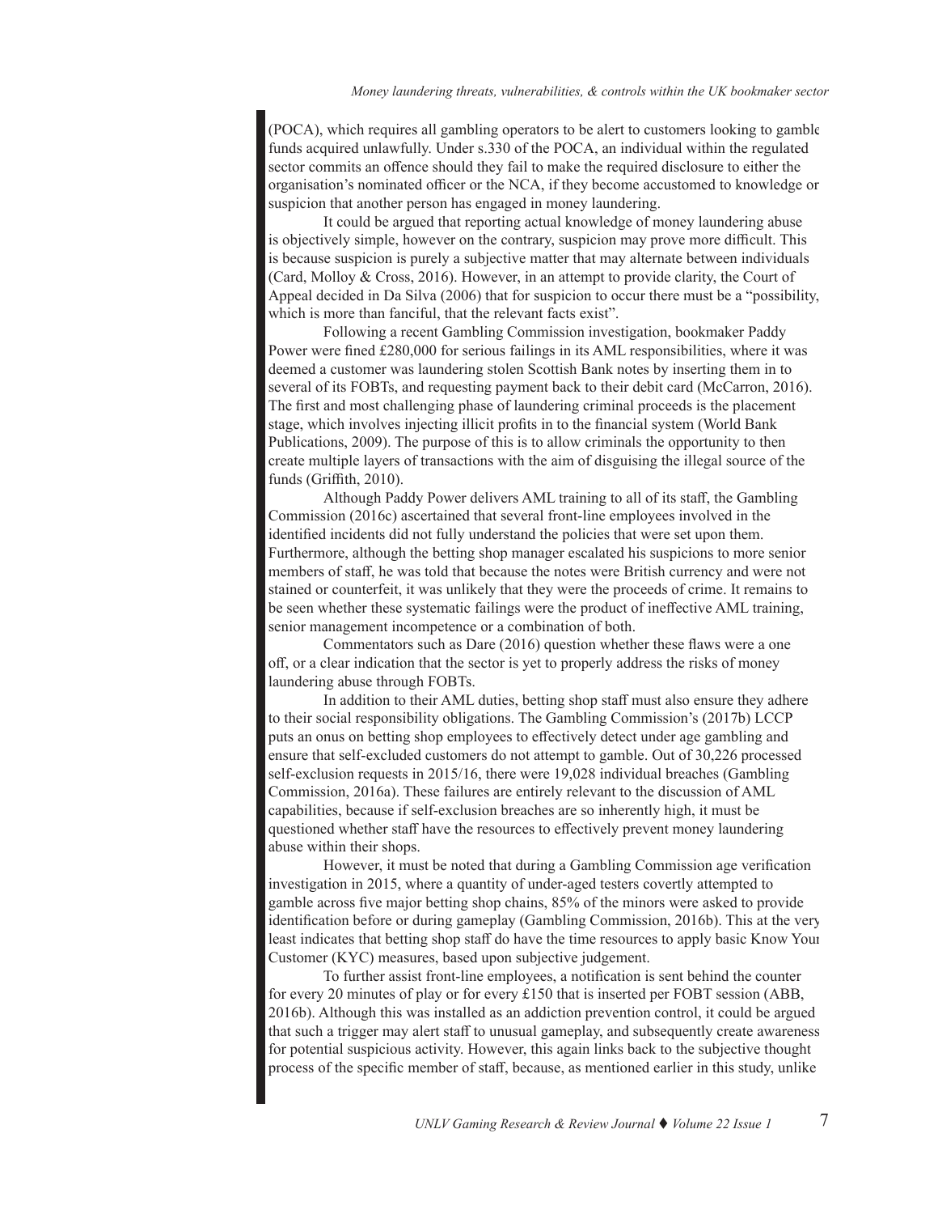(POCA), which requires all gambling operators to be alert to customers looking to gamble funds acquired unlawfully. Under s.330 of the POCA, an individual within the regulated sector commits an offence should they fail to make the required disclosure to either the organisation's nominated officer or the NCA, if they become accustomed to knowledge or suspicion that another person has engaged in money laundering.

It could be argued that reporting actual knowledge of money laundering abuse is objectively simple, however on the contrary, suspicion may prove more difficult. This is because suspicion is purely a subjective matter that may alternate between individuals (Card, Molloy & Cross, 2016). However, in an attempt to provide clarity, the Court of Appeal decided in Da Silva (2006) that for suspicion to occur there must be a "possibility, which is more than fanciful, that the relevant facts exist".

Following a recent Gambling Commission investigation, bookmaker Paddy Power were fined £280,000 for serious failings in its AML responsibilities, where it was deemed a customer was laundering stolen Scottish Bank notes by inserting them in to several of its FOBTs, and requesting payment back to their debit card (McCarron, 2016). The first and most challenging phase of laundering criminal proceeds is the placement stage, which involves injecting illicit profits in to the financial system (World Bank Publications, 2009). The purpose of this is to allow criminals the opportunity to then create multiple layers of transactions with the aim of disguising the illegal source of the funds (Griffith, 2010).

Although Paddy Power delivers AML training to all of its staff, the Gambling Commission (2016c) ascertained that several front-line employees involved in the identified incidents did not fully understand the policies that were set upon them. Furthermore, although the betting shop manager escalated his suspicions to more senior members of staff, he was told that because the notes were British currency and were not stained or counterfeit, it was unlikely that they were the proceeds of crime. It remains to be seen whether these systematic failings were the product of ineffective AML training, senior management incompetence or a combination of both.

Commentators such as Dare (2016) question whether these flaws were a one off, or a clear indication that the sector is yet to properly address the risks of money laundering abuse through FOBTs.

In addition to their AML duties, betting shop staff must also ensure they adhere to their social responsibility obligations. The Gambling Commission's (2017b) LCCP puts an onus on betting shop employees to effectively detect under age gambling and ensure that self-excluded customers do not attempt to gamble. Out of 30,226 processed self-exclusion requests in 2015/16, there were 19,028 individual breaches (Gambling Commission, 2016a). These failures are entirely relevant to the discussion of AML capabilities, because if self-exclusion breaches are so inherently high, it must be questioned whether staff have the resources to effectively prevent money laundering abuse within their shops.

However, it must be noted that during a Gambling Commission age verification investigation in 2015, where a quantity of under-aged testers covertly attempted to gamble across five major betting shop chains, 85% of the minors were asked to provide identification before or during gameplay (Gambling Commission, 2016b). This at the very least indicates that betting shop staff do have the time resources to apply basic Know Your Customer (KYC) measures, based upon subjective judgement.

To further assist front-line employees, a notification is sent behind the counter for every 20 minutes of play or for every £150 that is inserted per FOBT session (ABB, 2016b). Although this was installed as an addiction prevention control, it could be argued that such a trigger may alert staff to unusual gameplay, and subsequently create awareness for potential suspicious activity. However, this again links back to the subjective thought process of the specific member of staff, because, as mentioned earlier in this study, unlike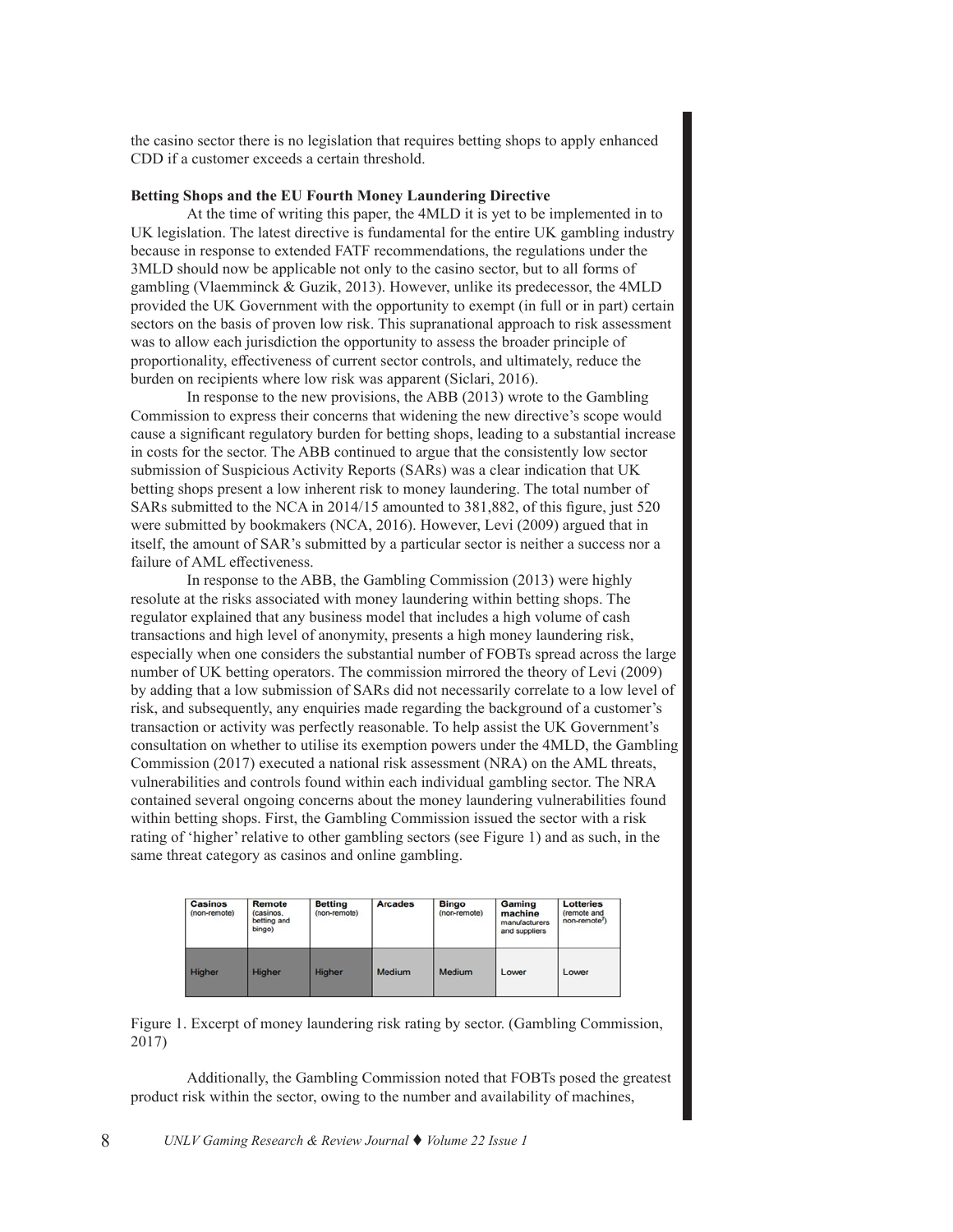the casino sector there is no legislation that requires betting shops to apply enhanced CDD if a customer exceeds a certain threshold.

**Betting Shops and the EU Fourth Money Laundering Directive**

At the time of writing this paper, the 4MLD it is yet to be implemented in to UK legislation. The latest directive is fundamental for the entire UK gambling industry because in response to extended FATF recommendations, the regulations under the 3MLD should now be applicable not only to the casino sector, but to all forms of gambling (Vlaemminck & Guzik, 2013). However, unlike its predecessor, the 4MLD provided the UK Government with the opportunity to exempt (in full or in part) certain sectors on the basis of proven low risk. This supranational approach to risk assessment was to allow each jurisdiction the opportunity to assess the broader principle of proportionality, effectiveness of current sector controls, and ultimately, reduce the burden on recipients where low risk was apparent (Siclari, 2016).

In response to the new provisions, the ABB (2013) wrote to the Gambling Commission to express their concerns that widening the new directive's scope would cause a significant regulatory burden for betting shops, leading to a substantial increase in costs for the sector. The ABB continued to argue that the consistently low sector submission of Suspicious Activity Reports (SARs) was a clear indication that UK betting shops present a low inherent risk to money laundering. The total number of SARs submitted to the NCA in 2014/15 amounted to 381,882, of this figure, just 520 were submitted by bookmakers (NCA, 2016). However, Levi (2009) argued that in itself, the amount of SAR's submitted by a particular sector is neither a success nor a failure of AML effectiveness.

In response to the ABB, the Gambling Commission (2013) were highly resolute at the risks associated with money laundering within betting shops. The regulator explained that any business model that includes a high volume of cash transactions and high level of anonymity, presents a high money laundering risk, especially when one considers the substantial number of FOBTs spread across the large number of UK betting operators. The commission mirrored the theory of Levi (2009) by adding that a low submission of SARs did not necessarily correlate to a low level of risk, and subsequently, any enquiries made regarding the background of a customer's transaction or activity was perfectly reasonable. To help assist the UK Government's consultation on whether to utilise its exemption powers under the 4MLD, the Gambling Commission (2017) executed a national risk assessment (NRA) on the AML threats, vulnerabilities and controls found within each individual gambling sector. The NRA contained several ongoing concerns about the money laundering vulnerabilities found within betting shops. First, the Gambling Commission issued the sector with a risk rating of 'higher' relative to other gambling sectors (see Figure 1) and as such, in the same threat category as casinos and online gambling.

| Casinos (non-remote) | Remote (casinos, betting and bingo) | Betting (non-remote) | Arcades | Bingo (non-remote) | Gaming machine manufacturers and suppliers | Lotteries (remote and non-remote[2]) |
|---|---|---|---|---|---|---|
| Higher | Higher | Higher | Medium | Medium | Lower | Lower |

Figure 1. Excerpt of money laundering risk rating by sector. (Gambling Commission, 2017)

Additionally, the Gambling Commission noted that FOBTs posed the greatest product risk within the sector, owing to the number and availability of machines,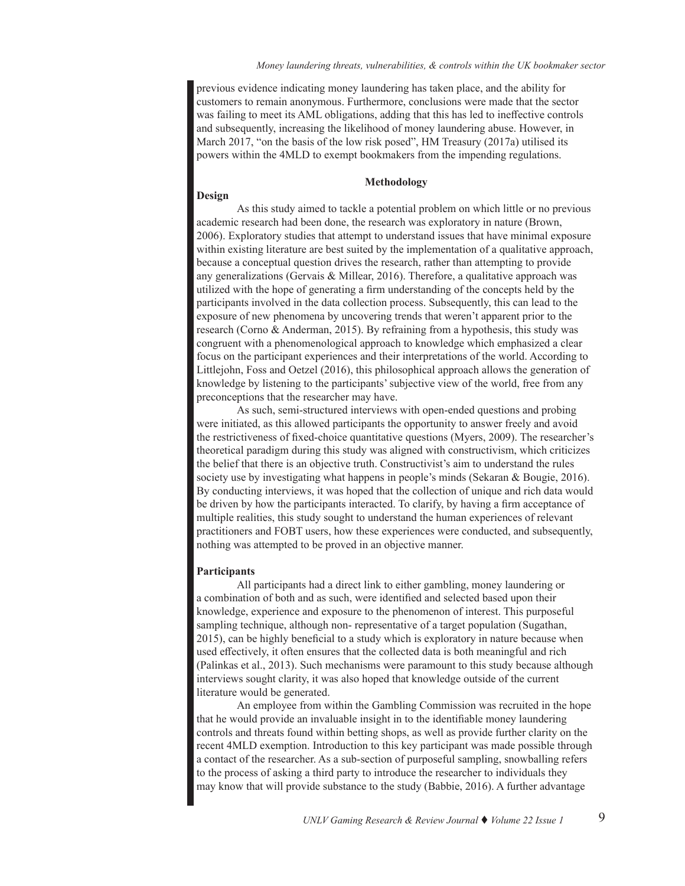previous evidence indicating money laundering has taken place, and the ability for customers to remain anonymous. Furthermore, conclusions were made that the sector was failing to meet its AML obligations, adding that this has led to ineffective controls and subsequently, increasing the likelihood of money laundering abuse. However, in March 2017, "on the basis of the low risk posed", HM Treasury (2017a) utilised its powers within the 4MLD to exempt bookmakers from the impending regulations.

## Methodology

### Design

As this study aimed to tackle a potential problem on which little or no previous academic research had been done, the research was exploratory in nature (Brown, 2006). Exploratory studies that attempt to understand issues that have minimal exposure within existing literature are best suited by the implementation of a qualitative approach, because a conceptual question drives the research, rather than attempting to provide any generalizations (Gervais & Millear, 2016). Therefore, a qualitative approach was utilized with the hope of generating a firm understanding of the concepts held by the participants involved in the data collection process. Subsequently, this can lead to the exposure of new phenomena by uncovering trends that weren't apparent prior to the research (Corno & Anderman, 2015). By refraining from a hypothesis, this study was congruent with a phenomenological approach to knowledge which emphasized a clear focus on the participant experiences and their interpretations of the world. According to Littlejohn, Foss and Oetzel (2016), this philosophical approach allows the generation of knowledge by listening to the participants' subjective view of the world, free from any preconceptions that the researcher may have.

As such, semi-structured interviews with open-ended questions and probing were initiated, as this allowed participants the opportunity to answer freely and avoid the restrictiveness of fixed-choice quantitative questions (Myers, 2009). The researcher's theoretical paradigm during this study was aligned with constructivism, which criticizes the belief that there is an objective truth. Constructivist's aim to understand the rules society use by investigating what happens in people's minds (Sekaran & Bougie, 2016). By conducting interviews, it was hoped that the collection of unique and rich data would be driven by how the participants interacted. To clarify, by having a firm acceptance of multiple realities, this study sought to understand the human experiences of relevant practitioners and FOBT users, how these experiences were conducted, and subsequently, nothing was attempted to be proved in an objective manner.

### Participants

All participants had a direct link to either gambling, money laundering or a combination of both and as such, were identified and selected based upon their knowledge, experience and exposure to the phenomenon of interest. This purposeful sampling technique, although non- representative of a target population (Sugathan, 2015), can be highly beneficial to a study which is exploratory in nature because when used effectively, it often ensures that the collected data is both meaningful and rich (Palinkas et al., 2013). Such mechanisms were paramount to this study because although interviews sought clarity, it was also hoped that knowledge outside of the current literature would be generated.

An employee from within the Gambling Commission was recruited in the hope that he would provide an invaluable insight in to the identifiable money laundering controls and threats found within betting shops, as well as provide further clarity on the recent 4MLD exemption. Introduction to this key participant was made possible through a contact of the researcher. As a sub-section of purposeful sampling, snowballing refers to the process of asking a third party to introduce the researcher to individuals they may know that will provide substance to the study (Babbie, 2016). A further advantage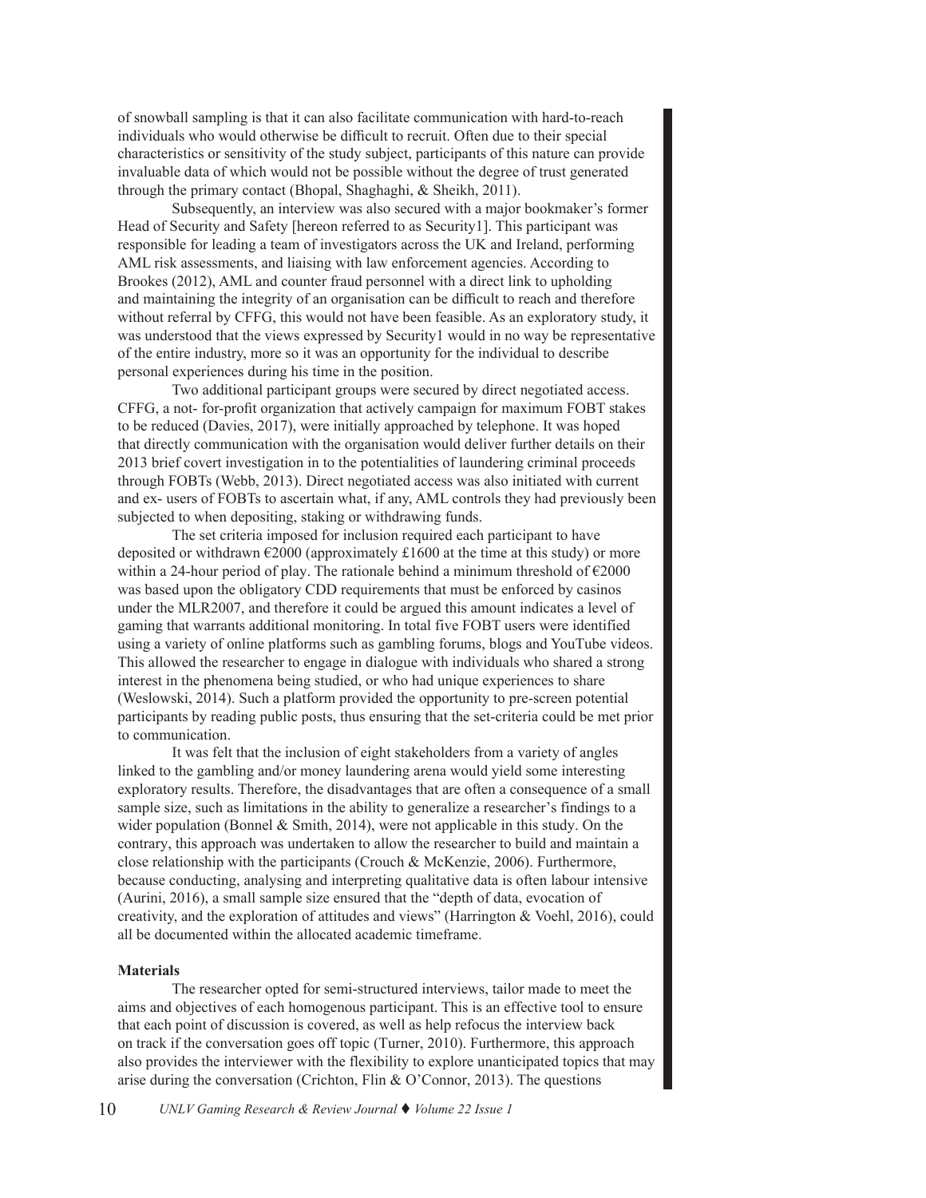of snowball sampling is that it can also facilitate communication with hard-to-reach individuals who would otherwise be difficult to recruit. Often due to their special characteristics or sensitivity of the study subject, participants of this nature can provide invaluable data of which would not be possible without the degree of trust generated through the primary contact (Bhopal, Shaghaghi, & Sheikh, 2011).

Subsequently, an interview was also secured with a major bookmaker's former Head of Security and Safety [hereon referred to as Security1]. This participant was responsible for leading a team of investigators across the UK and Ireland, performing AML risk assessments, and liaising with law enforcement agencies. According to Brookes (2012), AML and counter fraud personnel with a direct link to upholding and maintaining the integrity of an organisation can be difficult to reach and therefore without referral by CFFG, this would not have been feasible. As an exploratory study, it was understood that the views expressed by Security1 would in no way be representative of the entire industry, more so it was an opportunity for the individual to describe personal experiences during his time in the position.

Two additional participant groups were secured by direct negotiated access. CFFG, a not- for-profit organization that actively campaign for maximum FOBT stakes to be reduced (Davies, 2017), were initially approached by telephone. It was hoped that directly communication with the organisation would deliver further details on their 2013 brief covert investigation in to the potentialities of laundering criminal proceeds through FOBTs (Webb, 2013). Direct negotiated access was also initiated with current and ex- users of FOBTs to ascertain what, if any, AML controls they had previously been subjected to when depositing, staking or withdrawing funds.

The set criteria imposed for inclusion required each participant to have deposited or withdrawn €2000 (approximately £1600 at the time at this study) or more within a 24-hour period of play. The rationale behind a minimum threshold of €2000 was based upon the obligatory CDD requirements that must be enforced by casinos under the MLR2007, and therefore it could be argued this amount indicates a level of gaming that warrants additional monitoring. In total five FOBT users were identified using a variety of online platforms such as gambling forums, blogs and YouTube videos. This allowed the researcher to engage in dialogue with individuals who shared a strong interest in the phenomena being studied, or who had unique experiences to share (Weslowski, 2014). Such a platform provided the opportunity to pre-screen potential participants by reading public posts, thus ensuring that the set-criteria could be met prior to communication.

It was felt that the inclusion of eight stakeholders from a variety of angles linked to the gambling and/or money laundering arena would yield some interesting exploratory results. Therefore, the disadvantages that are often a consequence of a small sample size, such as limitations in the ability to generalize a researcher's findings to a wider population (Bonnel & Smith, 2014), were not applicable in this study. On the contrary, this approach was undertaken to allow the researcher to build and maintain a close relationship with the participants (Crouch & McKenzie, 2006). Furthermore, because conducting, analysing and interpreting qualitative data is often labour intensive (Aurini, 2016), a small sample size ensured that the "depth of data, evocation of creativity, and the exploration of attitudes and views" (Harrington & Voehl, 2016), could all be documented within the allocated academic timeframe.

**Materials**

The researcher opted for semi-structured interviews, tailor made to meet the aims and objectives of each homogenous participant. This is an effective tool to ensure that each point of discussion is covered, as well as help refocus the interview back on track if the conversation goes off topic (Turner, 2010). Furthermore, this approach also provides the interviewer with the flexibility to explore unanticipated topics that may arise during the conversation (Crichton, Flin & O'Connor, 2013). The questions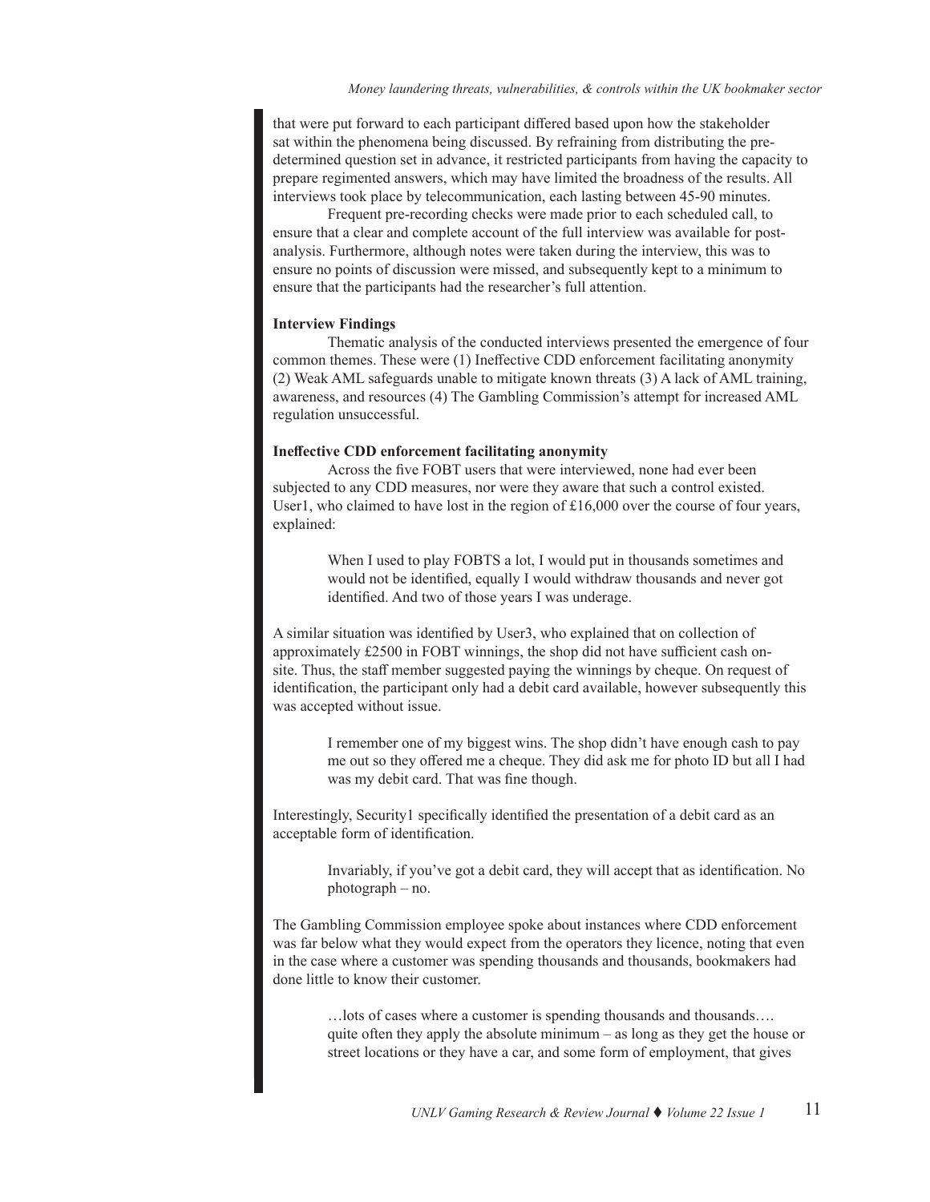that were put forward to each participant differed based upon how the stakeholder sat within the phenomena being discussed. By refraining from distributing the pre-determined question set in advance, it restricted participants from having the capacity to prepare regimented answers, which may have limited the broadness of the results. All interviews took place by telecommunication, each lasting between 45-90 minutes.

Frequent pre-recording checks were made prior to each scheduled call, to ensure that a clear and complete account of the full interview was available for post-analysis. Furthermore, although notes were taken during the interview, this was to ensure no points of discussion were missed, and subsequently kept to a minimum to ensure that the participants had the researcher's full attention.

**Interview Findings**

Thematic analysis of the conducted interviews presented the emergence of four common themes. These were (1) Ineffective CDD enforcement facilitating anonymity (2) Weak AML safeguards unable to mitigate known threats (3) A lack of AML training, awareness, and resources (4) The Gambling Commission's attempt for increased AML regulation unsuccessful.

**Ineffective CDD enforcement facilitating anonymity**

Across the five FOBT users that were interviewed, none had ever been subjected to any CDD measures, nor were they aware that such a control existed. User1, who claimed to have lost in the region of £16,000 over the course of four years, explained:

> When I used to play FOBTS a lot, I would put in thousands sometimes and would not be identified, equally I would withdraw thousands and never got identified. And two of those years I was underage.

A similar situation was identified by User3, who explained that on collection of approximately £2500 in FOBT winnings, the shop did not have sufficient cash on-site. Thus, the staff member suggested paying the winnings by cheque. On request of identification, the participant only had a debit card available, however subsequently this was accepted without issue.

> I remember one of my biggest wins. The shop didn't have enough cash to pay me out so they offered me a cheque. They did ask me for photo ID but all I had was my debit card. That was fine though.

Interestingly, Security1 specifically identified the presentation of a debit card as an acceptable form of identification.

> Invariably, if you've got a debit card, they will accept that as identification. No photograph – no.

The Gambling Commission employee spoke about instances where CDD enforcement was far below what they would expect from the operators they licence, noting that even in the case where a customer was spending thousands and thousands, bookmakers had done little to know their customer.

> …lots of cases where a customer is spending thousands and thousands…. quite often they apply the absolute minimum – as long as they get the house or street locations or they have a car, and some form of employment, that gives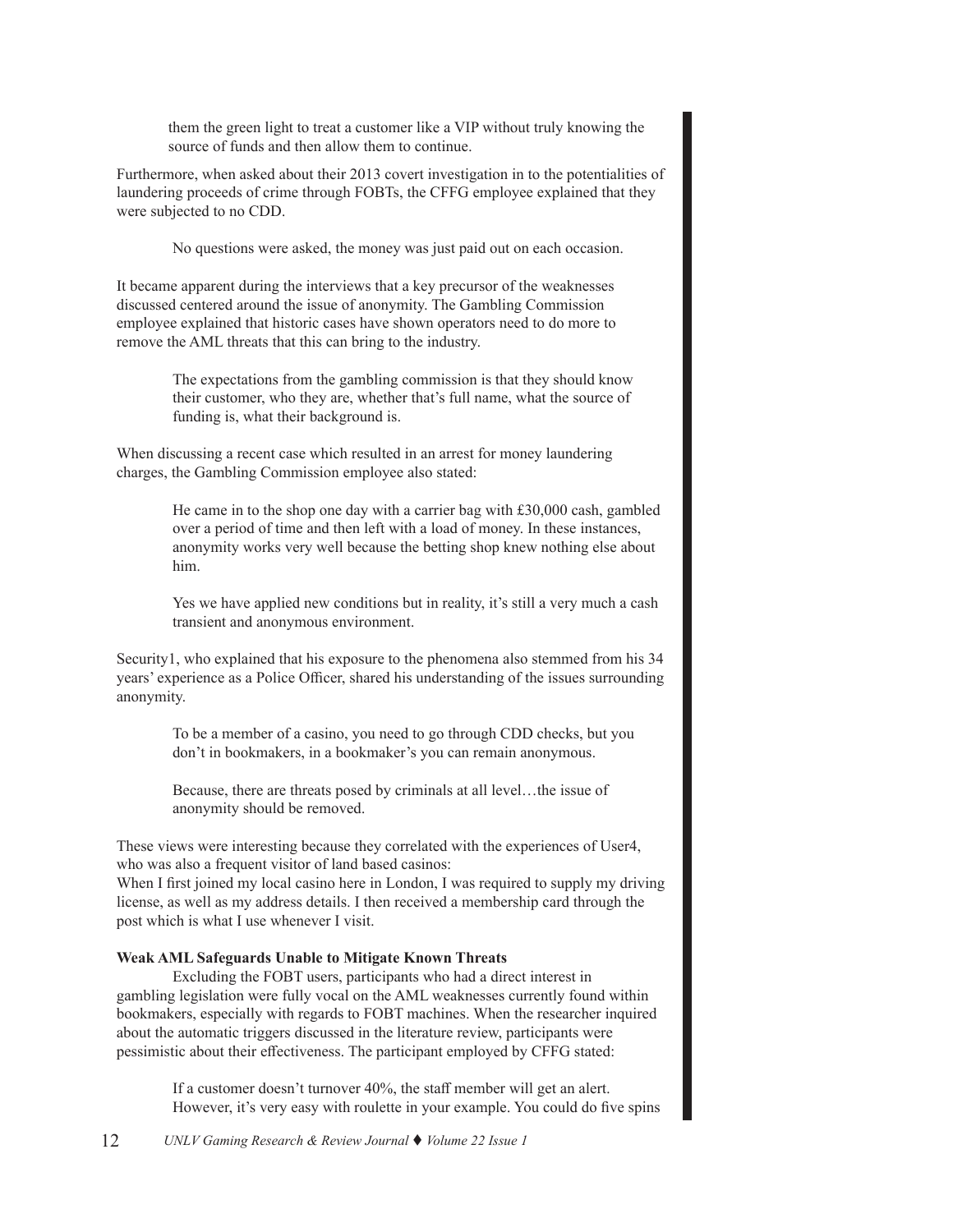> them the green light to treat a customer like a VIP without truly knowing the source of funds and then allow them to continue.

Furthermore, when asked about their 2013 covert investigation in to the potentialities of laundering proceeds of crime through FOBTs, the CFFG employee explained that they were subjected to no CDD.

> No questions were asked, the money was just paid out on each occasion.

It became apparent during the interviews that a key precursor of the weaknesses discussed centered around the issue of anonymity. The Gambling Commission employee explained that historic cases have shown operators need to do more to remove the AML threats that this can bring to the industry.

> The expectations from the gambling commission is that they should know their customer, who they are, whether that's full name, what the source of funding is, what their background is.

When discussing a recent case which resulted in an arrest for money laundering charges, the Gambling Commission employee also stated:

> He came in to the shop one day with a carrier bag with £30,000 cash, gambled over a period of time and then left with a load of money. In these instances, anonymity works very well because the betting shop knew nothing else about him.
>
> Yes we have applied new conditions but in reality, it's still a very much a cash transient and anonymous environment.

Security1, who explained that his exposure to the phenomena also stemmed from his 34 years' experience as a Police Officer, shared his understanding of the issues surrounding anonymity.

> To be a member of a casino, you need to go through CDD checks, but you don't in bookmakers, in a bookmaker's you can remain anonymous.
>
> Because, there are threats posed by criminals at all level…the issue of anonymity should be removed.

These views were interesting because they correlated with the experiences of User4, who was also a frequent visitor of land based casinos:
When I first joined my local casino here in London, I was required to supply my driving license, as well as my address details. I then received a membership card through the post which is what I use whenever I visit.

**Weak AML Safeguards Unable to Mitigate Known Threats**

Excluding the FOBT users, participants who had a direct interest in gambling legislation were fully vocal on the AML weaknesses currently found within bookmakers, especially with regards to FOBT machines. When the researcher inquired about the automatic triggers discussed in the literature review, participants were pessimistic about their effectiveness. The participant employed by CFFG stated:

> If a customer doesn't turnover 40%, the staff member will get an alert. However, it's very easy with roulette in your example. You could do five spins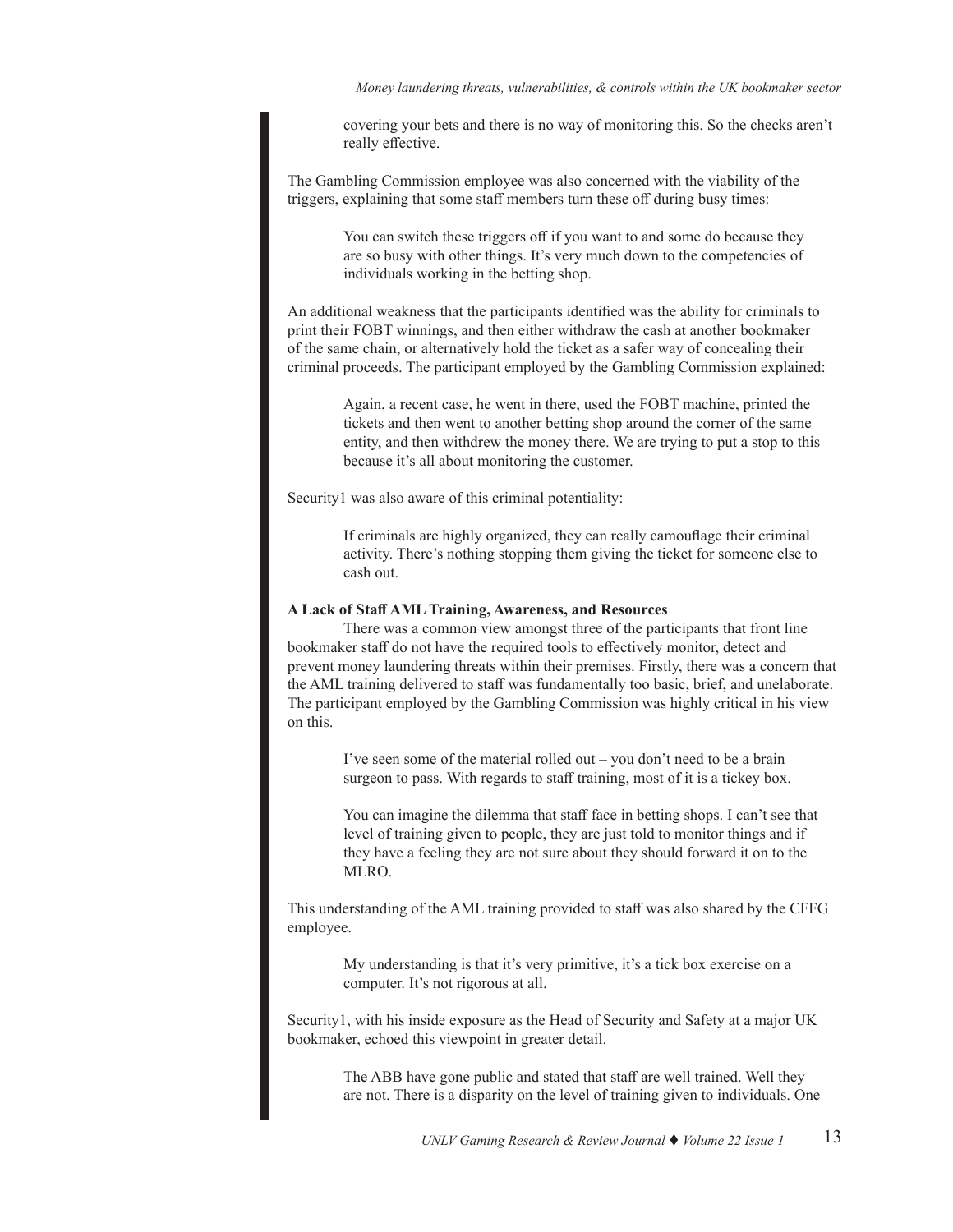> covering your bets and there is no way of monitoring this. So the checks aren't really effective.

The Gambling Commission employee was also concerned with the viability of the triggers, explaining that some staff members turn these off during busy times:

> You can switch these triggers off if you want to and some do because they are so busy with other things. It's very much down to the competencies of individuals working in the betting shop.

An additional weakness that the participants identified was the ability for criminals to print their FOBT winnings, and then either withdraw the cash at another bookmaker of the same chain, or alternatively hold the ticket as a safer way of concealing their criminal proceeds. The participant employed by the Gambling Commission explained:

> Again, a recent case, he went in there, used the FOBT machine, printed the tickets and then went to another betting shop around the corner of the same entity, and then withdrew the money there. We are trying to put a stop to this because it's all about monitoring the customer.

Security1 was also aware of this criminal potentiality:

> If criminals are highly organized, they can really camouflage their criminal activity. There's nothing stopping them giving the ticket for someone else to cash out.

**A Lack of Staff AML Training, Awareness, and Resources**

There was a common view amongst three of the participants that front line bookmaker staff do not have the required tools to effectively monitor, detect and prevent money laundering threats within their premises. Firstly, there was a concern that the AML training delivered to staff was fundamentally too basic, brief, and unelaborate. The participant employed by the Gambling Commission was highly critical in his view on this.

> I've seen some of the material rolled out – you don't need to be a brain surgeon to pass. With regards to staff training, most of it is a tickey box.
>
> You can imagine the dilemma that staff face in betting shops. I can't see that level of training given to people, they are just told to monitor things and if they have a feeling they are not sure about they should forward it on to the MLRO.

This understanding of the AML training provided to staff was also shared by the CFFG employee.

> My understanding is that it's very primitive, it's a tick box exercise on a computer. It's not rigorous at all.

Security1, with his inside exposure as the Head of Security and Safety at a major UK bookmaker, echoed this viewpoint in greater detail.

> The ABB have gone public and stated that staff are well trained. Well they are not. There is a disparity on the level of training given to individuals. One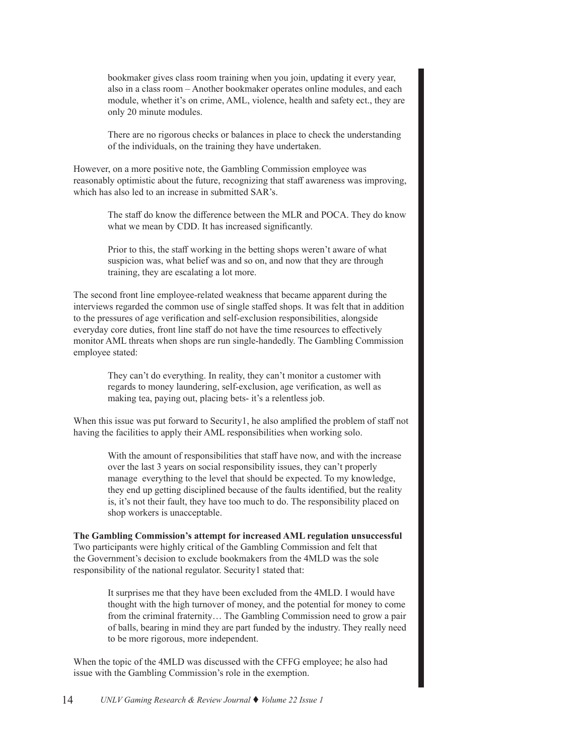> bookmaker gives class room training when you join, updating it every year, also in a class room – Another bookmaker operates online modules, and each module, whether it's on crime, AML, violence, health and safety ect., they are only 20 minute modules.
>
> There are no rigorous checks or balances in place to check the understanding of the individuals, on the training they have undertaken.

However, on a more positive note, the Gambling Commission employee was reasonably optimistic about the future, recognizing that staff awareness was improving, which has also led to an increase in submitted SAR's.

> The staff do know the difference between the MLR and POCA. They do know what we mean by CDD. It has increased significantly.
>
> Prior to this, the staff working in the betting shops weren't aware of what suspicion was, what belief was and so on, and now that they are through training, they are escalating a lot more.

The second front line employee-related weakness that became apparent during the interviews regarded the common use of single staffed shops. It was felt that in addition to the pressures of age verification and self-exclusion responsibilities, alongside everyday core duties, front line staff do not have the time resources to effectively monitor AML threats when shops are run single-handedly. The Gambling Commission employee stated:

> They can't do everything. In reality, they can't monitor a customer with regards to money laundering, self-exclusion, age verification, as well as making tea, paying out, placing bets- it's a relentless job.

When this issue was put forward to Security1, he also amplified the problem of staff not having the facilities to apply their AML responsibilities when working solo.

> With the amount of responsibilities that staff have now, and with the increase over the last 3 years on social responsibility issues, they can't properly manage everything to the level that should be expected. To my knowledge, they end up getting disciplined because of the faults identified, but the reality is, it's not their fault, they have too much to do. The responsibility placed on shop workers is unacceptable.

**The Gambling Commission's attempt for increased AML regulation unsuccessful**

Two participants were highly critical of the Gambling Commission and felt that the Government's decision to exclude bookmakers from the 4MLD was the sole responsibility of the national regulator. Security1 stated that:

> It surprises me that they have been excluded from the 4MLD. I would have thought with the high turnover of money, and the potential for money to come from the criminal fraternity… The Gambling Commission need to grow a pair of balls, bearing in mind they are part funded by the industry. They really need to be more rigorous, more independent.

When the topic of the 4MLD was discussed with the CFFG employee; he also had issue with the Gambling Commission's role in the exemption.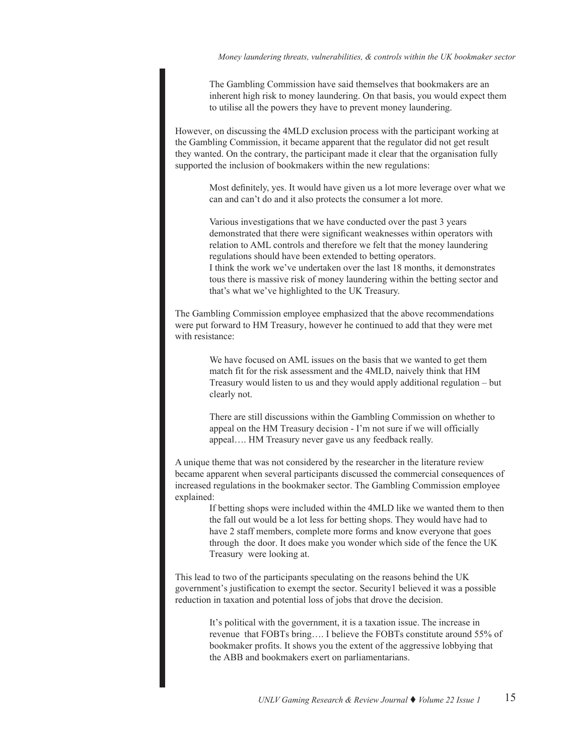> The Gambling Commission have said themselves that bookmakers are an inherent high risk to money laundering. On that basis, you would expect them to utilise all the powers they have to prevent money laundering.

However, on discussing the 4MLD exclusion process with the participant working at the Gambling Commission, it became apparent that the regulator did not get result they wanted. On the contrary, the participant made it clear that the organisation fully supported the inclusion of bookmakers within the new regulations:

> Most definitely, yes. It would have given us a lot more leverage over what we can and can't do and it also protects the consumer a lot more.
>
> Various investigations that we have conducted over the past 3 years demonstrated that there were significant weaknesses within operators with relation to AML controls and therefore we felt that the money laundering regulations should have been extended to betting operators.
> I think the work we've undertaken over the last 18 months, it demonstrates tous there is massive risk of money laundering within the betting sector and that's what we've highlighted to the UK Treasury.

The Gambling Commission employee emphasized that the above recommendations were put forward to HM Treasury, however he continued to add that they were met with resistance:

> We have focused on AML issues on the basis that we wanted to get them match fit for the risk assessment and the 4MLD, naively think that HM Treasury would listen to us and they would apply additional regulation – but clearly not.
>
> There are still discussions within the Gambling Commission on whether to appeal on the HM Treasury decision - I'm not sure if we will officially appeal…. HM Treasury never gave us any feedback really.

A unique theme that was not considered by the researcher in the literature review became apparent when several participants discussed the commercial consequences of increased regulations in the bookmaker sector. The Gambling Commission employee explained:

> If betting shops were included within the 4MLD like we wanted them to then the fall out would be a lot less for betting shops. They would have had to have 2 staff members, complete more forms and know everyone that goes through the door. It does make you wonder which side of the fence the UK Treasury were looking at.

This lead to two of the participants speculating on the reasons behind the UK government's justification to exempt the sector. Security1 believed it was a possible reduction in taxation and potential loss of jobs that drove the decision.

> It's political with the government, it is a taxation issue. The increase in revenue that FOBTs bring…. I believe the FOBTs constitute around 55% of bookmaker profits. It shows you the extent of the aggressive lobbying that the ABB and bookmakers exert on parliamentarians.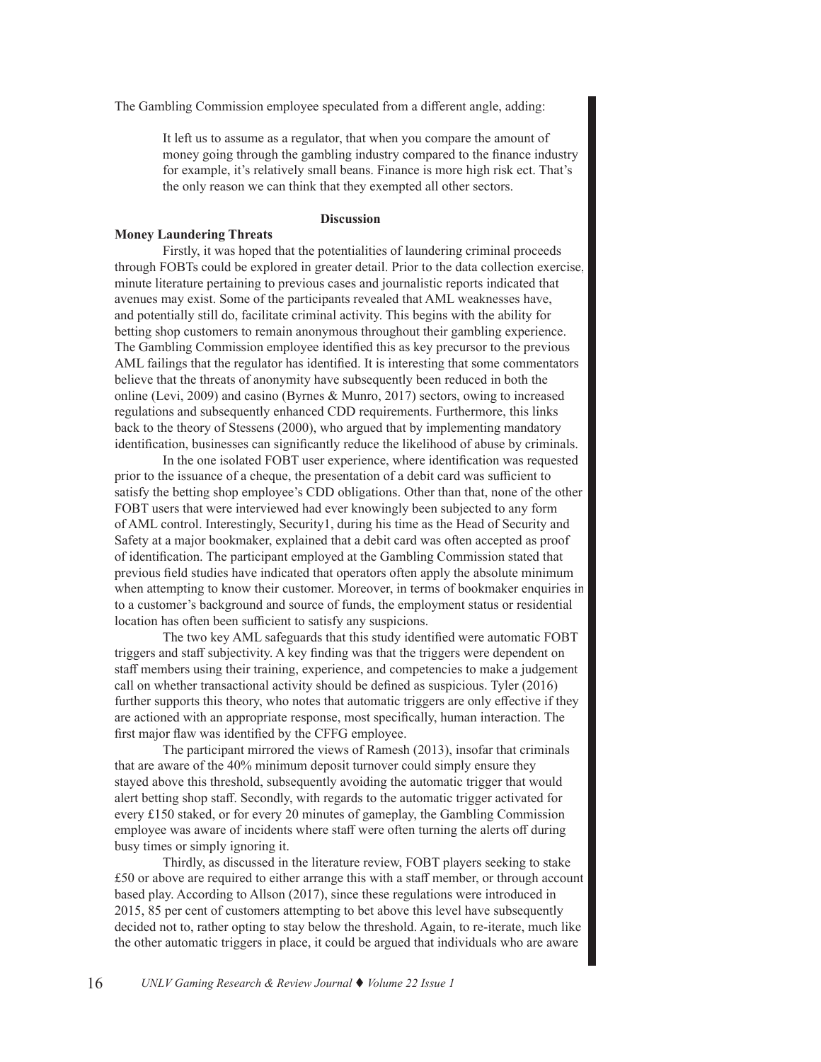The Gambling Commission employee speculated from a different angle, adding:

> It left us to assume as a regulator, that when you compare the amount of money going through the gambling industry compared to the finance industry for example, it's relatively small beans. Finance is more high risk ect. That's the only reason we can think that they exempted all other sectors.

## Discussion

### Money Laundering Threats

Firstly, it was hoped that the potentialities of laundering criminal proceeds through FOBTs could be explored in greater detail. Prior to the data collection exercise, minute literature pertaining to previous cases and journalistic reports indicated that avenues may exist. Some of the participants revealed that AML weaknesses have, and potentially still do, facilitate criminal activity. This begins with the ability for betting shop customers to remain anonymous throughout their gambling experience. The Gambling Commission employee identified this as key precursor to the previous AML failings that the regulator has identified. It is interesting that some commentators believe that the threats of anonymity have subsequently been reduced in both the online (Levi, 2009) and casino (Byrnes & Munro, 2017) sectors, owing to increased regulations and subsequently enhanced CDD requirements. Furthermore, this links back to the theory of Stessens (2000), who argued that by implementing mandatory identification, businesses can significantly reduce the likelihood of abuse by criminals.

In the one isolated FOBT user experience, where identification was requested prior to the issuance of a cheque, the presentation of a debit card was sufficient to satisfy the betting shop employee's CDD obligations. Other than that, none of the other FOBT users that were interviewed had ever knowingly been subjected to any form of AML control. Interestingly, Security1, during his time as the Head of Security and Safety at a major bookmaker, explained that a debit card was often accepted as proof of identification. The participant employed at the Gambling Commission stated that previous field studies have indicated that operators often apply the absolute minimum when attempting to know their customer. Moreover, in terms of bookmaker enquiries in to a customer's background and source of funds, the employment status or residential location has often been sufficient to satisfy any suspicions.

The two key AML safeguards that this study identified were automatic FOBT triggers and staff subjectivity. A key finding was that the triggers were dependent on staff members using their training, experience, and competencies to make a judgement call on whether transactional activity should be defined as suspicious. Tyler (2016) further supports this theory, who notes that automatic triggers are only effective if they are actioned with an appropriate response, most specifically, human interaction. The first major flaw was identified by the CFFG employee.

The participant mirrored the views of Ramesh (2013), insofar that criminals that are aware of the 40% minimum deposit turnover could simply ensure they stayed above this threshold, subsequently avoiding the automatic trigger that would alert betting shop staff. Secondly, with regards to the automatic trigger activated for every £150 staked, or for every 20 minutes of gameplay, the Gambling Commission employee was aware of incidents where staff were often turning the alerts off during busy times or simply ignoring it.

Thirdly, as discussed in the literature review, FOBT players seeking to stake £50 or above are required to either arrange this with a staff member, or through account based play. According to Allson (2017), since these regulations were introduced in 2015, 85 per cent of customers attempting to bet above this level have subsequently decided not to, rather opting to stay below the threshold. Again, to re-iterate, much like the other automatic triggers in place, it could be argued that individuals who are aware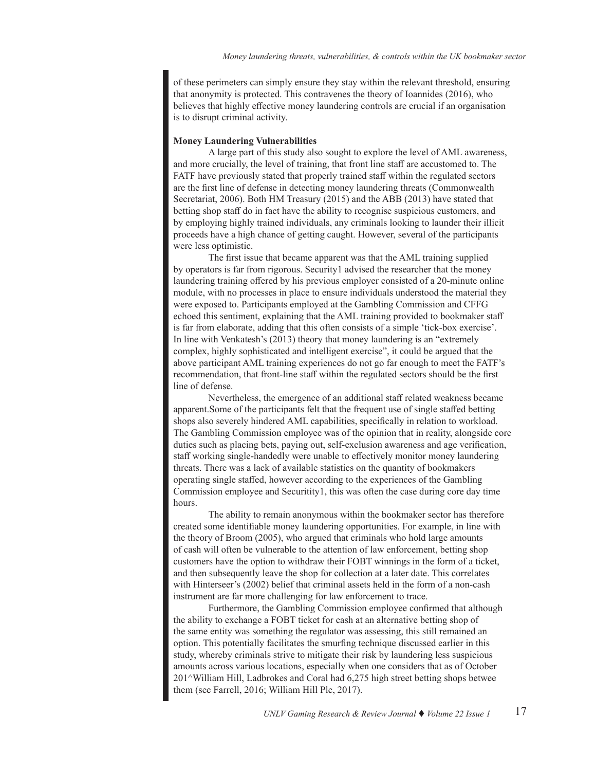of these perimeters can simply ensure they stay within the relevant threshold, ensuring that anonymity is protected. This contravenes the theory of Ioannides (2016), who believes that highly effective money laundering controls are crucial if an organisation is to disrupt criminal activity.

**Money Laundering Vulnerabilities**

A large part of this study also sought to explore the level of AML awareness, and more crucially, the level of training, that front line staff are accustomed to. The FATF have previously stated that properly trained staff within the regulated sectors are the first line of defense in detecting money laundering threats (Commonwealth Secretariat, 2006). Both HM Treasury (2015) and the ABB (2013) have stated that betting shop staff do in fact have the ability to recognise suspicious customers, and by employing highly trained individuals, any criminals looking to launder their illicit proceeds have a high chance of getting caught. However, several of the participants were less optimistic.

The first issue that became apparent was that the AML training supplied by operators is far from rigorous. Security1 advised the researcher that the money laundering training offered by his previous employer consisted of a 20-minute online module, with no processes in place to ensure individuals understood the material they were exposed to. Participants employed at the Gambling Commission and CFFG echoed this sentiment, explaining that the AML training provided to bookmaker staff is far from elaborate, adding that this often consists of a simple 'tick-box exercise'. In line with Venkatesh's (2013) theory that money laundering is an "extremely complex, highly sophisticated and intelligent exercise", it could be argued that the above participant AML training experiences do not go far enough to meet the FATF's recommendation, that front-line staff within the regulated sectors should be the first line of defense.

Nevertheless, the emergence of an additional staff related weakness became apparent.Some of the participants felt that the frequent use of single staffed betting shops also severely hindered AML capabilities, specifically in relation to workload. The Gambling Commission employee was of the opinion that in reality, alongside core duties such as placing bets, paying out, self-exclusion awareness and age verification, staff working single-handedly were unable to effectively monitor money laundering threats. There was a lack of available statistics on the quantity of bookmakers operating single staffed, however according to the experiences of the Gambling Commission employee and Securitity1, this was often the case during core day time hours.

The ability to remain anonymous within the bookmaker sector has therefore created some identifiable money laundering opportunities. For example, in line with the theory of Broom (2005), who argued that criminals who hold large amounts of cash will often be vulnerable to the attention of law enforcement, betting shop customers have the option to withdraw their FOBT winnings in the form of a ticket, and then subsequently leave the shop for collection at a later date. This correlates with Hinterseer's (2002) belief that criminal assets held in the form of a non-cash instrument are far more challenging for law enforcement to trace.

Furthermore, the Gambling Commission employee confirmed that although the ability to exchange a FOBT ticket for cash at an alternative betting shop of the same entity was something the regulator was assessing, this still remained an option. This potentially facilitates the smurfing technique discussed earlier in this study, whereby criminals strive to mitigate their risk by laundering less suspicious amounts across various locations, especially when one considers that as of October 201^William Hill, Ladbrokes and Coral had 6,275 high street betting shops betwee them (see Farrell, 2016; William Hill Plc, 2017).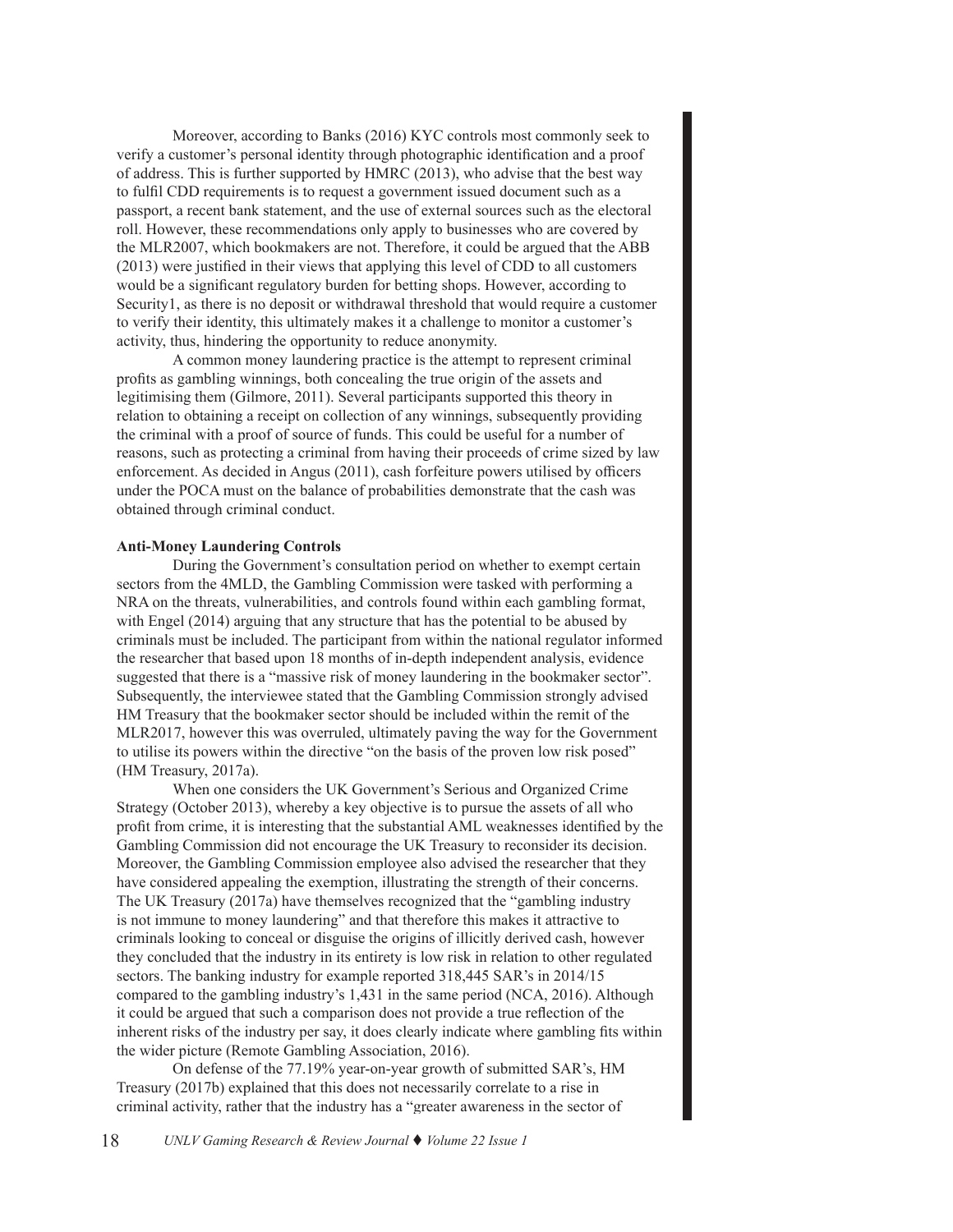Moreover, according to Banks (2016) KYC controls most commonly seek to verify a customer's personal identity through photographic identification and a proof of address. This is further supported by HMRC (2013), who advise that the best way to fulfil CDD requirements is to request a government issued document such as a passport, a recent bank statement, and the use of external sources such as the electoral roll. However, these recommendations only apply to businesses who are covered by the MLR2007, which bookmakers are not. Therefore, it could be argued that the ABB (2013) were justified in their views that applying this level of CDD to all customers would be a significant regulatory burden for betting shops. However, according to Security1, as there is no deposit or withdrawal threshold that would require a customer to verify their identity, this ultimately makes it a challenge to monitor a customer's activity, thus, hindering the opportunity to reduce anonymity.

A common money laundering practice is the attempt to represent criminal profits as gambling winnings, both concealing the true origin of the assets and legitimising them (Gilmore, 2011). Several participants supported this theory in relation to obtaining a receipt on collection of any winnings, subsequently providing the criminal with a proof of source of funds. This could be useful for a number of reasons, such as protecting a criminal from having their proceeds of crime sized by law enforcement. As decided in Angus (2011), cash forfeiture powers utilised by officers under the POCA must on the balance of probabilities demonstrate that the cash was obtained through criminal conduct.

**Anti-Money Laundering Controls**

During the Government's consultation period on whether to exempt certain sectors from the 4MLD, the Gambling Commission were tasked with performing a NRA on the threats, vulnerabilities, and controls found within each gambling format, with Engel (2014) arguing that any structure that has the potential to be abused by criminals must be included. The participant from within the national regulator informed the researcher that based upon 18 months of in-depth independent analysis, evidence suggested that there is a "massive risk of money laundering in the bookmaker sector". Subsequently, the interviewee stated that the Gambling Commission strongly advised HM Treasury that the bookmaker sector should be included within the remit of the MLR2017, however this was overruled, ultimately paving the way for the Government to utilise its powers within the directive "on the basis of the proven low risk posed" (HM Treasury, 2017a).

When one considers the UK Government's Serious and Organized Crime Strategy (October 2013), whereby a key objective is to pursue the assets of all who profit from crime, it is interesting that the substantial AML weaknesses identified by the Gambling Commission did not encourage the UK Treasury to reconsider its decision. Moreover, the Gambling Commission employee also advised the researcher that they have considered appealing the exemption, illustrating the strength of their concerns. The UK Treasury (2017a) have themselves recognized that the "gambling industry is not immune to money laundering" and that therefore this makes it attractive to criminals looking to conceal or disguise the origins of illicitly derived cash, however they concluded that the industry in its entirety is low risk in relation to other regulated sectors. The banking industry for example reported 318,445 SAR's in 2014/15 compared to the gambling industry's 1,431 in the same period (NCA, 2016). Although it could be argued that such a comparison does not provide a true reflection of the inherent risks of the industry per say, it does clearly indicate where gambling fits within the wider picture (Remote Gambling Association, 2016).

On defense of the 77.19% year-on-year growth of submitted SAR's, HM Treasury (2017b) explained that this does not necessarily correlate to a rise in criminal activity, rather that the industry has a "greater awareness in the sector of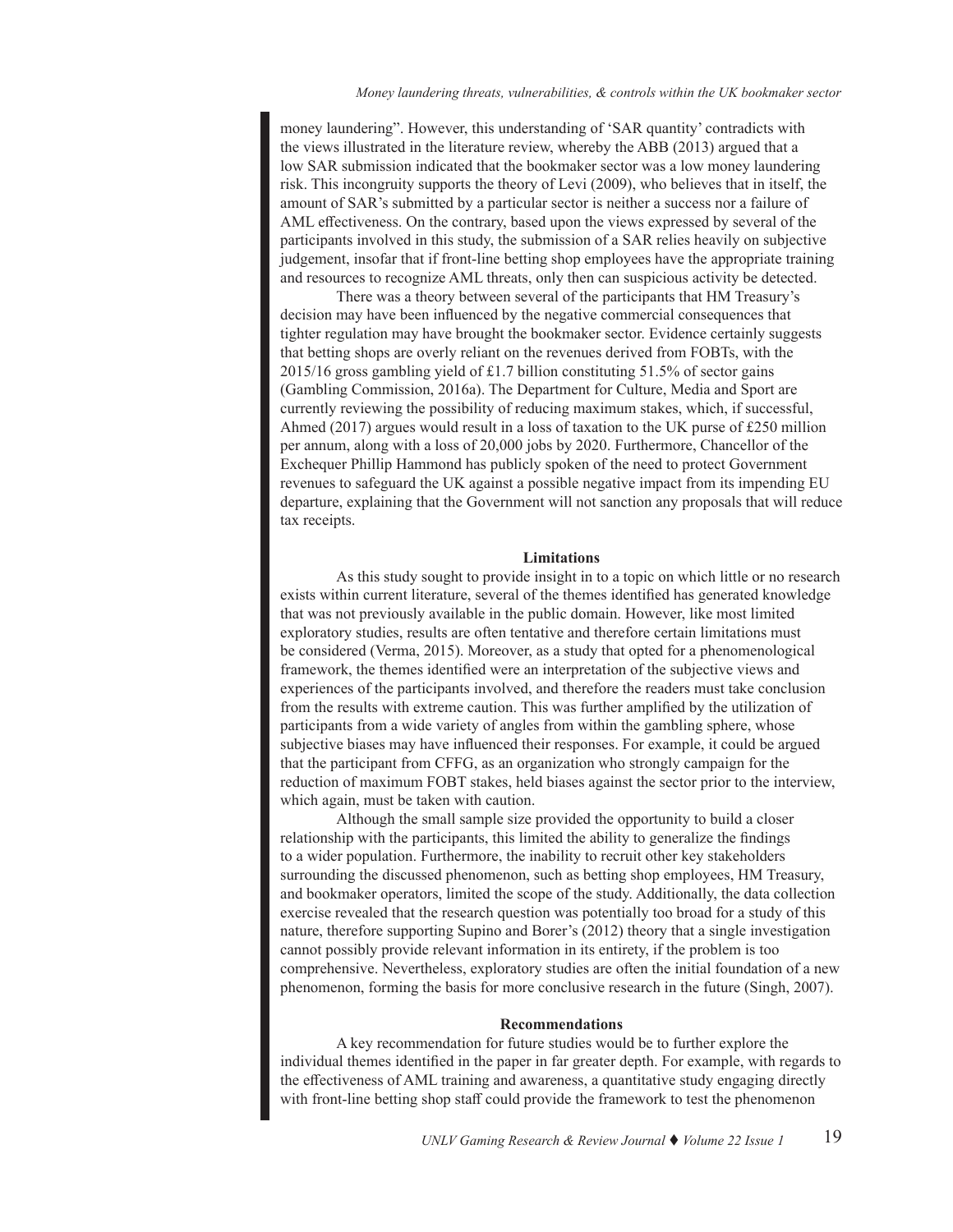money laundering". However, this understanding of 'SAR quantity' contradicts with the views illustrated in the literature review, whereby the ABB (2013) argued that a low SAR submission indicated that the bookmaker sector was a low money laundering risk. This incongruity supports the theory of Levi (2009), who believes that in itself, the amount of SAR's submitted by a particular sector is neither a success nor a failure of AML effectiveness. On the contrary, based upon the views expressed by several of the participants involved in this study, the submission of a SAR relies heavily on subjective judgement, insofar that if front-line betting shop employees have the appropriate training and resources to recognize AML threats, only then can suspicious activity be detected.

There was a theory between several of the participants that HM Treasury's decision may have been influenced by the negative commercial consequences that tighter regulation may have brought the bookmaker sector. Evidence certainly suggests that betting shops are overly reliant on the revenues derived from FOBTs, with the 2015/16 gross gambling yield of £1.7 billion constituting 51.5% of sector gains (Gambling Commission, 2016a). The Department for Culture, Media and Sport are currently reviewing the possibility of reducing maximum stakes, which, if successful, Ahmed (2017) argues would result in a loss of taxation to the UK purse of £250 million per annum, along with a loss of 20,000 jobs by 2020. Furthermore, Chancellor of the Exchequer Phillip Hammond has publicly spoken of the need to protect Government revenues to safeguard the UK against a possible negative impact from its impending EU departure, explaining that the Government will not sanction any proposals that will reduce tax receipts.

### Limitations

As this study sought to provide insight in to a topic on which little or no research exists within current literature, several of the themes identified has generated knowledge that was not previously available in the public domain. However, like most limited exploratory studies, results are often tentative and therefore certain limitations must be considered (Verma, 2015). Moreover, as a study that opted for a phenomenological framework, the themes identified were an interpretation of the subjective views and experiences of the participants involved, and therefore the readers must take conclusion from the results with extreme caution. This was further amplified by the utilization of participants from a wide variety of angles from within the gambling sphere, whose subjective biases may have influenced their responses. For example, it could be argued that the participant from CFFG, as an organization who strongly campaign for the reduction of maximum FOBT stakes, held biases against the sector prior to the interview, which again, must be taken with caution.

Although the small sample size provided the opportunity to build a closer relationship with the participants, this limited the ability to generalize the findings to a wider population. Furthermore, the inability to recruit other key stakeholders surrounding the discussed phenomenon, such as betting shop employees, HM Treasury, and bookmaker operators, limited the scope of the study. Additionally, the data collection exercise revealed that the research question was potentially too broad for a study of this nature, therefore supporting Supino and Borer's (2012) theory that a single investigation cannot possibly provide relevant information in its entirety, if the problem is too comprehensive. Nevertheless, exploratory studies are often the initial foundation of a new phenomenon, forming the basis for more conclusive research in the future (Singh, 2007).

### Recommendations

A key recommendation for future studies would be to further explore the individual themes identified in the paper in far greater depth. For example, with regards to the effectiveness of AML training and awareness, a quantitative study engaging directly with front-line betting shop staff could provide the framework to test the phenomenon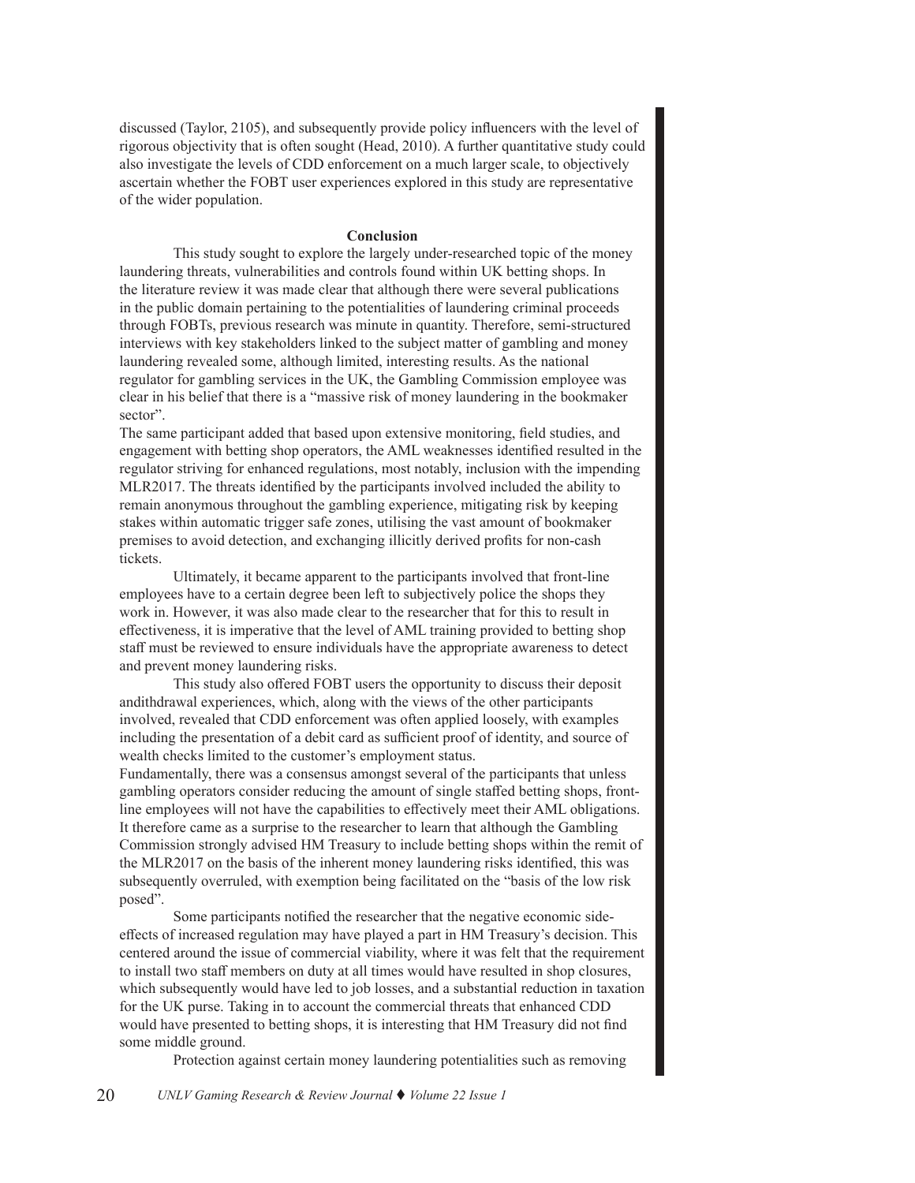discussed (Taylor, 2105), and subsequently provide policy influencers with the level of rigorous objectivity that is often sought (Head, 2010). A further quantitative study could also investigate the levels of CDD enforcement on a much larger scale, to objectively ascertain whether the FOBT user experiences explored in this study are representative of the wider population.

**Conclusion**

This study sought to explore the largely under-researched topic of the money laundering threats, vulnerabilities and controls found within UK betting shops. In the literature review it was made clear that although there were several publications in the public domain pertaining to the potentialities of laundering criminal proceeds through FOBTs, previous research was minute in quantity. Therefore, semi-structured interviews with key stakeholders linked to the subject matter of gambling and money laundering revealed some, although limited, interesting results. As the national regulator for gambling services in the UK, the Gambling Commission employee was clear in his belief that there is a "massive risk of money laundering in the bookmaker sector".

The same participant added that based upon extensive monitoring, field studies, and engagement with betting shop operators, the AML weaknesses identified resulted in the regulator striving for enhanced regulations, most notably, inclusion with the impending MLR2017. The threats identified by the participants involved included the ability to remain anonymous throughout the gambling experience, mitigating risk by keeping stakes within automatic trigger safe zones, utilising the vast amount of bookmaker premises to avoid detection, and exchanging illicitly derived profits for non-cash tickets.

Ultimately, it became apparent to the participants involved that front-line employees have to a certain degree been left to subjectively police the shops they work in. However, it was also made clear to the researcher that for this to result in effectiveness, it is imperative that the level of AML training provided to betting shop staff must be reviewed to ensure individuals have the appropriate awareness to detect and prevent money laundering risks.

This study also offered FOBT users the opportunity to discuss their deposit andithdrawal experiences, which, along with the views of the other participants involved, revealed that CDD enforcement was often applied loosely, with examples including the presentation of a debit card as sufficient proof of identity, and source of wealth checks limited to the customer's employment status.

Fundamentally, there was a consensus amongst several of the participants that unless gambling operators consider reducing the amount of single staffed betting shops, front-line employees will not have the capabilities to effectively meet their AML obligations. It therefore came as a surprise to the researcher to learn that although the Gambling Commission strongly advised HM Treasury to include betting shops within the remit of the MLR2017 on the basis of the inherent money laundering risks identified, this was subsequently overruled, with exemption being facilitated on the "basis of the low risk posed".

Some participants notified the researcher that the negative economic side-effects of increased regulation may have played a part in HM Treasury's decision. This centered around the issue of commercial viability, where it was felt that the requirement to install two staff members on duty at all times would have resulted in shop closures, which subsequently would have led to job losses, and a substantial reduction in taxation for the UK purse. Taking in to account the commercial threats that enhanced CDD would have presented to betting shops, it is interesting that HM Treasury did not find some middle ground.

Protection against certain money laundering potentialities such as removing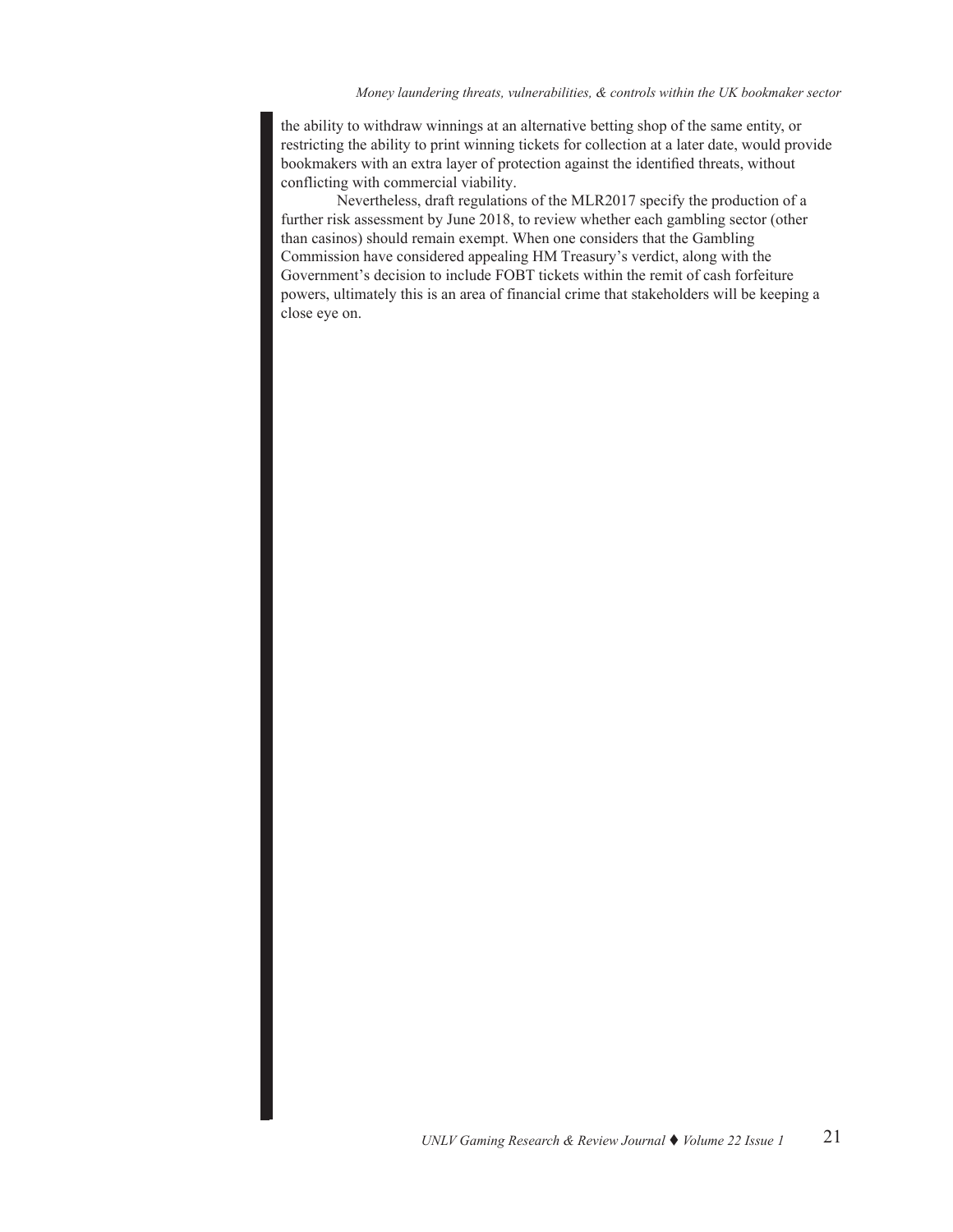the ability to withdraw winnings at an alternative betting shop of the same entity, or restricting the ability to print winning tickets for collection at a later date, would provide bookmakers with an extra layer of protection against the identified threats, without conflicting with commercial viability.

Nevertheless, draft regulations of the MLR2017 specify the production of a further risk assessment by June 2018, to review whether each gambling sector (other than casinos) should remain exempt. When one considers that the Gambling Commission have considered appealing HM Treasury's verdict, along with the Government's decision to include FOBT tickets within the remit of cash forfeiture powers, ultimately this is an area of financial crime that stakeholders will be keeping a close eye on.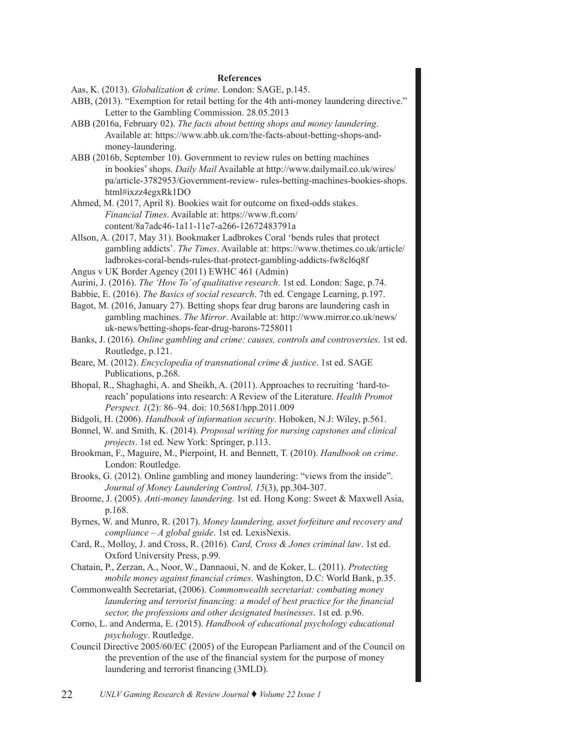## References

Aas, K. (2013). *Globalization & crime*. London: SAGE, p.145.

ABB, (2013). "Exemption for retail betting for the 4th anti-money laundering directive." Letter to the Gambling Commission. 28.05.2013

ABB (2016a, February 02). *The facts about betting shops and money laundering*. Available at: https://www.abb.uk.com/the-facts-about-betting-shops-and-money-laundering.

ABB (2016b, September 10). Government to review rules on betting machines in bookies' shops. *Daily Mail* Available at http://www.dailymail.co.uk/wires/pa/article-3782953/Government-review- rules-betting-machines-bookies-shops.html#ixzz4egxRk1DO

Ahmed, M. (2017, April 8). Bookies wait for outcome on fixed-odds stakes. *Financial Times*. Available at: https://www.ft.com/content/8a7adc46-1a11-11e7-a266-12672483791a

Allson, A. (2017, May 31). Bookmaker Ladbrokes Coral 'bends rules that protect gambling addicts'. *The Times*. Available at: https://www.thetimes.co.uk/article/ladbrokes-coral-bends-rules-that-protect-gambling-addicts-fw8cl6q8f

Angus v UK Border Agency (2011) EWHC 461 (Admin)

Aurini, J. (2016). *The 'How To' of qualitative research*. 1st ed. London: Sage, p.74.

Babbie, E. (2016). *The Basics of social research*. 7th ed. Cengage Learning, p.197.

Bagot, M. (2016, January 27). Betting shops fear drug barons are laundering cash in gambling machines. *The Mirror*. Available at: http://www.mirror.co.uk/news/uk-news/betting-shops-fear-drug-barons-7258011

Banks, J. (2016). *Online gambling and crime: causes, controls and controversies*. 1st ed. Routledge, p.121.

Beare, M. (2012). *Encyclopedia of transnational crime & justice*. 1st ed. SAGE Publications, p.268.

Bhopal, R., Shaghaghi, A. and Sheikh, A. (2011). Approaches to recruiting 'hard-to-reach' populations into research: A Review of the Literature. *Health Promot Perspect. 1*(2): 86–94. doi: 10.5681/hpp.2011.009

Bidgoli, H. (2006). *Handbook of information security*. Hoboken, N.J: Wiley, p.561.

Bonnel, W. and Smith, K. (2014). *Proposal writing for nursing capstones and clinical projects*. 1st ed. New York: Springer, p.113.

Brookman, F., Maguire, M., Pierpoint, H. and Bennett, T. (2010). *Handbook on crime*. London: Routledge.

Brooks, G. (2012). Online gambling and money laundering: "views from the inside". *Journal of Money Laundering Control, 15*(3), pp.304-307.

Broome, J. (2005). *Anti-money laundering*. 1st ed. Hong Kong: Sweet & Maxwell Asia, p.168.

Byrnes, W. and Munro, R. (2017). *Money laundering, asset forfeiture and recovery and compliance – A global guide*. 1st ed. LexisNexis.

Card, R., Molloy, J. and Cross, R. (2016). *Card, Cross & Jones criminal law*. 1st ed. Oxford University Press, p.99.

Chatain, P., Zerzan, A., Noor, W., Dannaoui, N. and de Koker, L. (2011). *Protecting mobile money against financial crimes*. Washington, D.C: World Bank, p.35.

Commonwealth Secretariat, (2006). *Commonwealth secretariat: combating money laundering and terrorist financing: a model of best practice for the financial sector, the professions and other designated businesses*. 1st ed. p.96.

Corno, L. and Anderma, E. (2015). *Handbook of educational psychology educational psychology*. Routledge.

Council Directive 2005/60/EC (2005) of the European Parliament and of the Council on the prevention of the use of the financial system for the purpose of money laundering and terrorist financing (3MLD).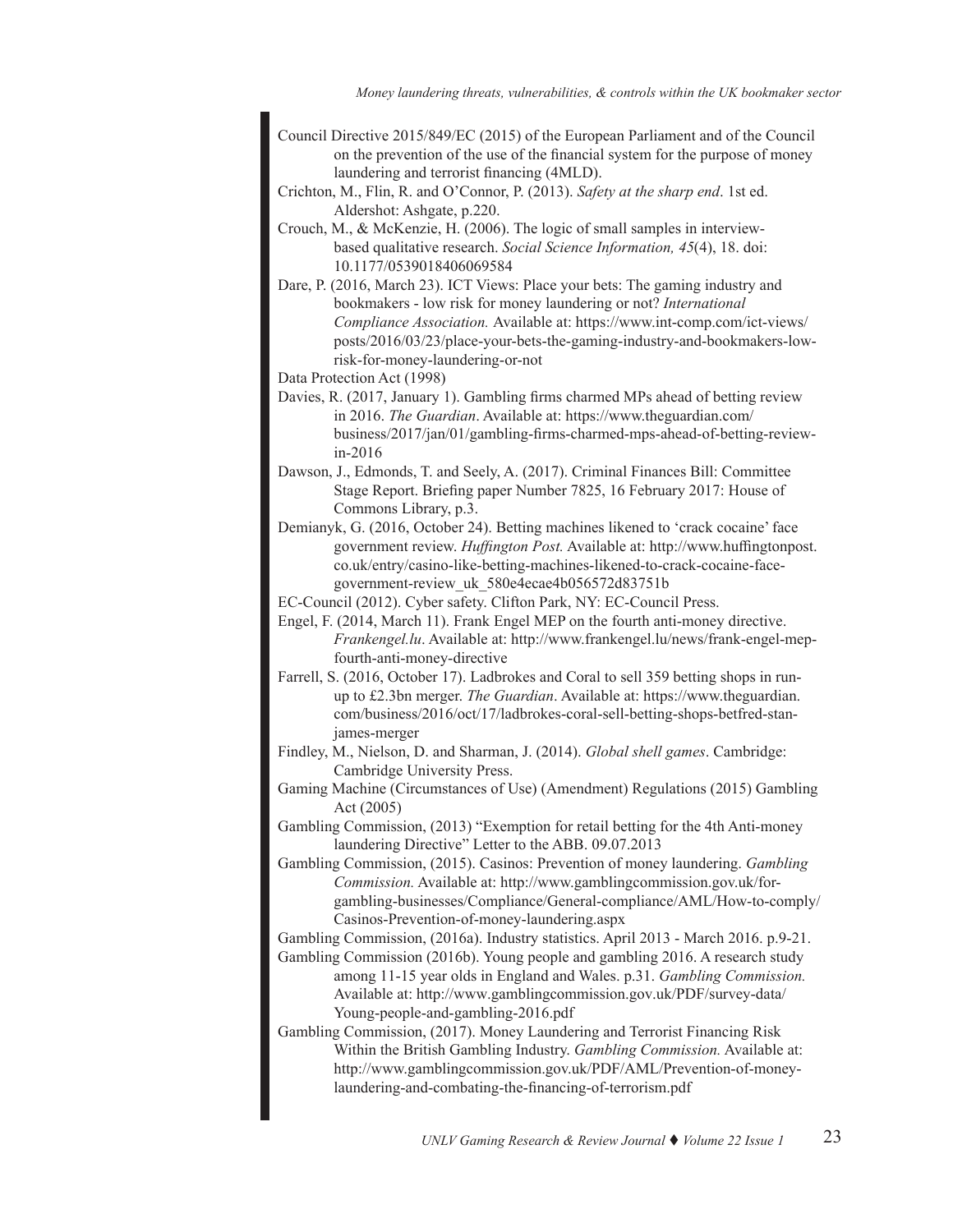Council Directive 2015/849/EC (2015) of the European Parliament and of the Council on the prevention of the use of the financial system for the purpose of money laundering and terrorist financing (4MLD).

Crichton, M., Flin, R. and O'Connor, P. (2013). *Safety at the sharp end*. 1st ed. Aldershot: Ashgate, p.220.

Crouch, M., & McKenzie, H. (2006). The logic of small samples in interview-based qualitative research. *Social Science Information, 45*(4), 18. doi: 10.1177/0539018406069584

Dare, P. (2016, March 23). ICT Views: Place your bets: The gaming industry and bookmakers - low risk for money laundering or not? *International Compliance Association.* Available at: https://www.int-comp.com/ict-views/posts/2016/03/23/place-your-bets-the-gaming-industry-and-bookmakers-low-risk-for-money-laundering-or-not

Data Protection Act (1998)

Davies, R. (2017, January 1). Gambling firms charmed MPs ahead of betting review in 2016. *The Guardian*. Available at: https://www.theguardian.com/business/2017/jan/01/gambling-firms-charmed-mps-ahead-of-betting-review-in-2016

Dawson, J., Edmonds, T. and Seely, A. (2017). Criminal Finances Bill: Committee Stage Report. Briefing paper Number 7825, 16 February 2017: House of Commons Library, p.3.

Demianyk, G. (2016, October 24). Betting machines likened to 'crack cocaine' face government review. *Huffington Post.* Available at: http://www.huffingtonpost.co.uk/entry/casino-like-betting-machines-likened-to-crack-cocaine-face-government-review_uk_580e4ecae4b056572d83751b

EC-Council (2012). Cyber safety. Clifton Park, NY: EC-Council Press.

Engel, F. (2014, March 11). Frank Engel MEP on the fourth anti-money directive. *Frankengel.lu*. Available at: http://www.frankengel.lu/news/frank-engel-mep-fourth-anti-money-directive

Farrell, S. (2016, October 17). Ladbrokes and Coral to sell 359 betting shops in run-up to £2.3bn merger. *The Guardian*. Available at: https://www.theguardian.com/business/2016/oct/17/ladbrokes-coral-sell-betting-shops-betfred-stan-james-merger

Findley, M., Nielson, D. and Sharman, J. (2014). *Global shell games*. Cambridge: Cambridge University Press.

Gaming Machine (Circumstances of Use) (Amendment) Regulations (2015) Gambling Act (2005)

Gambling Commission, (2013) "Exemption for retail betting for the 4th Anti-money laundering Directive" Letter to the ABB. 09.07.2013

Gambling Commission, (2015). Casinos: Prevention of money laundering. *Gambling Commission.* Available at: http://www.gamblingcommission.gov.uk/for-gambling-businesses/Compliance/General-compliance/AML/How-to-comply/Casinos-Prevention-of-money-laundering.aspx

Gambling Commission, (2016a). Industry statistics. April 2013 - March 2016. p.9-21.

Gambling Commission (2016b). Young people and gambling 2016. A research study among 11-15 year olds in England and Wales. p.31. *Gambling Commission.* Available at: http://www.gamblingcommission.gov.uk/PDF/survey-data/Young-people-and-gambling-2016.pdf

Gambling Commission, (2017). Money Laundering and Terrorist Financing Risk Within the British Gambling Industry. *Gambling Commission.* Available at: http://www.gamblingcommission.gov.uk/PDF/AML/Prevention-of-money-laundering-and-combating-the-financing-of-terrorism.pdf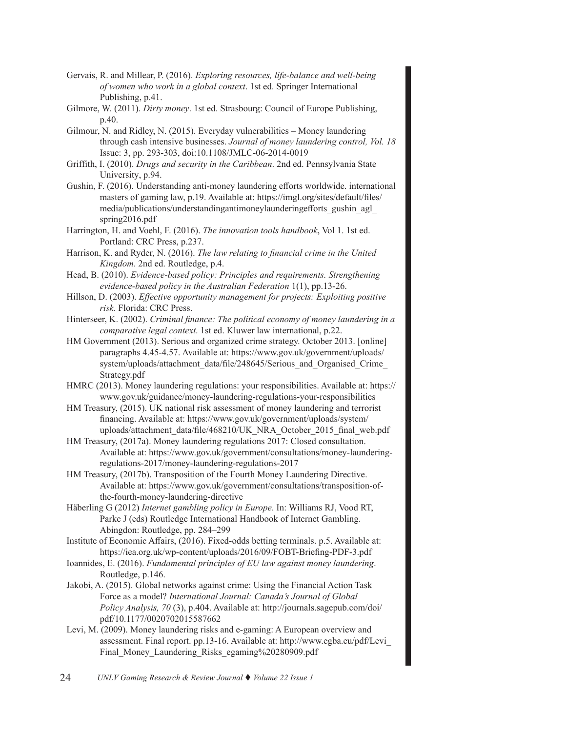Gervais, R. and Millear, P. (2016). *Exploring resources, life-balance and well-being of women who work in a global context*. 1st ed. Springer International Publishing, p.41.

Gilmore, W. (2011). *Dirty money*. 1st ed. Strasbourg: Council of Europe Publishing, p.40.

Gilmour, N. and Ridley, N. (2015). Everyday vulnerabilities – Money laundering through cash intensive businesses. *Journal of money laundering control, Vol. 18* Issue: 3, pp. 293-303, doi:10.1108/JMLC-06-2014-0019

Griffith, I. (2010). *Drugs and security in the Caribbean*. 2nd ed. Pennsylvania State University, p.94.

Gushin, F. (2016). Understanding anti-money laundering efforts worldwide. international masters of gaming law, p.19. Available at: https://imgl.org/sites/default/files/media/publications/understandingantimoneylaunderingefforts_gushin_agl_spring2016.pdf

Harrington, H. and Voehl, F. (2016). *The innovation tools handbook*, Vol 1. 1st ed. Portland: CRC Press, p.237.

Harrison, K. and Ryder, N. (2016). *The law relating to financial crime in the United Kingdom*. 2nd ed. Routledge, p.4.

Head, B. (2010). *Evidence-based policy: Principles and requirements. Strengthening evidence-based policy in the Australian Federation* 1(1), pp.13-26.

Hillson, D. (2003). *Effective opportunity management for projects: Exploiting positive risk*. Florida: CRC Press.

Hinterseer, K. (2002). *Criminal finance: The political economy of money laundering in a comparative legal context*. 1st ed. Kluwer law international, p.22.

HM Government (2013). Serious and organized crime strategy. October 2013. [online] paragraphs 4.45-4.57. Available at: https://www.gov.uk/government/uploads/system/uploads/attachment_data/file/248645/Serious_and_Organised_Crime_Strategy.pdf

HMRC (2013). Money laundering regulations: your responsibilities. Available at: https://www.gov.uk/guidance/money-laundering-regulations-your-responsibilities

HM Treasury, (2015). UK national risk assessment of money laundering and terrorist financing. Available at: https://www.gov.uk/government/uploads/system/uploads/attachment_data/file/468210/UK_NRA_October_2015_final_web.pdf

HM Treasury, (2017a). Money laundering regulations 2017: Closed consultation. Available at: https://www.gov.uk/government/consultations/money-laundering-regulations-2017/money-laundering-regulations-2017

HM Treasury, (2017b). Transposition of the Fourth Money Laundering Directive. Available at: https://www.gov.uk/government/consultations/transposition-of-the-fourth-money-laundering-directive

Häberling G (2012) *Internet gambling policy in Europe*. In: Williams RJ, Vood RT, Parke J (eds) Routledge International Handbook of Internet Gambling. Abingdon: Routledge, pp. 284–299

Institute of Economic Affairs, (2016). Fixed-odds betting terminals. p.5. Available at: https://iea.org.uk/wp-content/uploads/2016/09/FOBT-Briefing-PDF-3.pdf

Ioannides, E. (2016). *Fundamental principles of EU law against money laundering*. Routledge, p.146.

Jakobi, A. (2015). Global networks against crime: Using the Financial Action Task Force as a model? *International Journal: Canada's Journal of Global Policy Analysis, 70* (3), p.404. Available at: http://journals.sagepub.com/doi/pdf/10.1177/0020702015587662

Levi, M. (2009). Money laundering risks and e-gaming: A European overview and assessment. Final report. pp.13-16. Available at: http://www.egba.eu/pdf/Levi_Final_Money_Laundering_Risks_egaming%20280909.pdf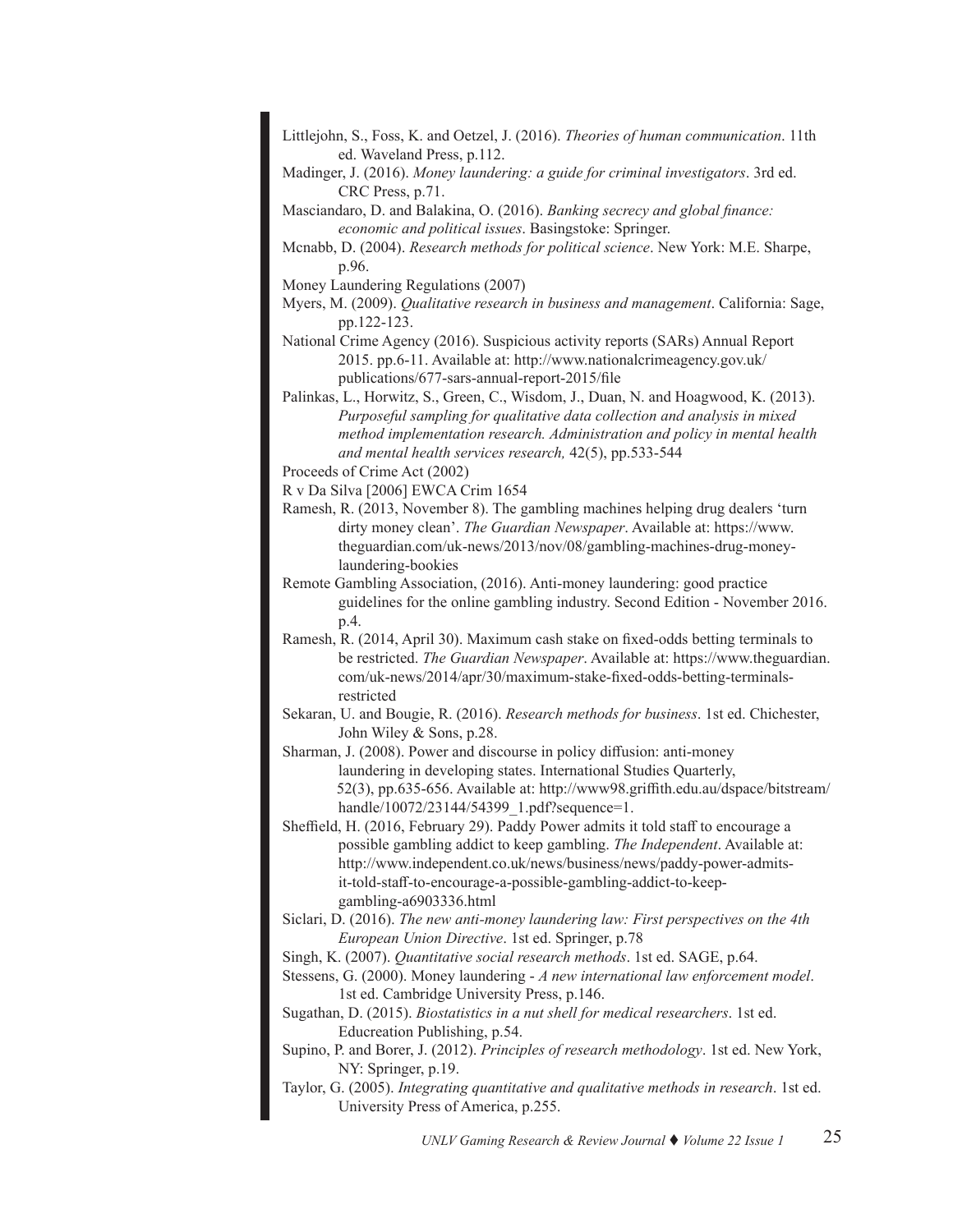Littlejohn, S., Foss, K. and Oetzel, J. (2016). *Theories of human communication*. 11th ed. Waveland Press, p.112.

Madinger, J. (2016). *Money laundering: a guide for criminal investigators*. 3rd ed. CRC Press, p.71.

Masciandaro, D. and Balakina, O. (2016). *Banking secrecy and global finance: economic and political issues*. Basingstoke: Springer.

Mcnabb, D. (2004). *Research methods for political science*. New York: M.E. Sharpe, p.96.

Money Laundering Regulations (2007)

Myers, M. (2009). *Qualitative research in business and management*. California: Sage, pp.122-123.

National Crime Agency (2016). Suspicious activity reports (SARs) Annual Report 2015. pp.6-11. Available at: http://www.nationalcrimeagency.gov.uk/publications/677-sars-annual-report-2015/file

Palinkas, L., Horwitz, S., Green, C., Wisdom, J., Duan, N. and Hoagwood, K. (2013). *Purposeful sampling for qualitative data collection and analysis in mixed method implementation research. Administration and policy in mental health and mental health services research,* 42(5), pp.533-544

Proceeds of Crime Act (2002)

R v Da Silva [2006] EWCA Crim 1654

Ramesh, R. (2013, November 8). The gambling machines helping drug dealers 'turn dirty money clean'. *The Guardian Newspaper*. Available at: https://www.theguardian.com/uk-news/2013/nov/08/gambling-machines-drug-money-laundering-bookies

Remote Gambling Association, (2016). Anti-money laundering: good practice guidelines for the online gambling industry. Second Edition - November 2016. p.4.

Ramesh, R. (2014, April 30). Maximum cash stake on fixed-odds betting terminals to be restricted. *The Guardian Newspaper*. Available at: https://www.theguardian.com/uk-news/2014/apr/30/maximum-stake-fixed-odds-betting-terminals-restricted

Sekaran, U. and Bougie, R. (2016). *Research methods for business*. 1st ed. Chichester, John Wiley & Sons, p.28.

Sharman, J. (2008). Power and discourse in policy diffusion: anti-money laundering in developing states. International Studies Quarterly, 52(3), pp.635-656. Available at: http://www98.griffith.edu.au/dspace/bitstream/handle/10072/23144/54399_1.pdf?sequence=1.

Sheffield, H. (2016, February 29). Paddy Power admits it told staff to encourage a possible gambling addict to keep gambling. *The Independent*. Available at: http://www.independent.co.uk/news/business/news/paddy-power-admits-it-told-staff-to-encourage-a-possible-gambling-addict-to-keep-gambling-a6903336.html

Siclari, D. (2016). *The new anti-money laundering law: First perspectives on the 4th European Union Directive*. 1st ed. Springer, p.78

Singh, K. (2007). *Quantitative social research methods*. 1st ed. SAGE, p.64.

Stessens, G. (2000). Money laundering - *A new international law enforcement model*. 1st ed. Cambridge University Press, p.146.

Sugathan, D. (2015). *Biostatistics in a nut shell for medical researchers*. 1st ed. Educreation Publishing, p.54.

Supino, P. and Borer, J. (2012). *Principles of research methodology*. 1st ed. New York, NY: Springer, p.19.

Taylor, G. (2005). *Integrating quantitative and qualitative methods in research*. 1st ed. University Press of America, p.255.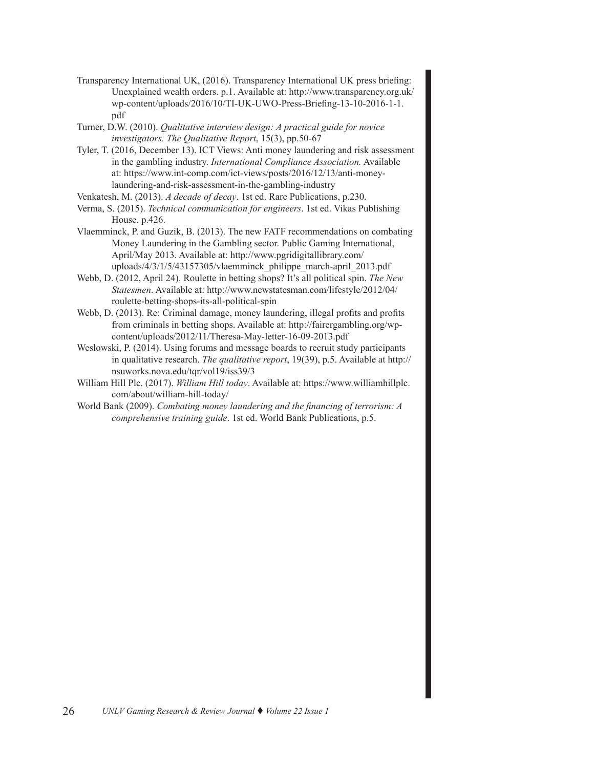Transparency International UK, (2016). Transparency International UK press briefing: Unexplained wealth orders. p.1. Available at: http://www.transparency.org.uk/wp-content/uploads/2016/10/TI-UK-UWO-Press-Briefing-13-10-2016-1-1.pdf

Turner, D.W. (2010). *Qualitative interview design: A practical guide for novice investigators. The Qualitative Report*, 15(3), pp.50-67

Tyler, T. (2016, December 13). ICT Views: Anti money laundering and risk assessment in the gambling industry. *International Compliance Association.* Available at: https://www.int-comp.com/ict-views/posts/2016/12/13/anti-money-laundering-and-risk-assessment-in-the-gambling-industry

Venkatesh, M. (2013). *A decade of decay*. 1st ed. Rare Publications, p.230.

Verma, S. (2015). *Technical communication for engineers*. 1st ed. Vikas Publishing House, p.426.

Vlaemminck, P. and Guzik, B. (2013). The new FATF recommendations on combating Money Laundering in the Gambling sector. Public Gaming International, April/May 2013. Available at: http://www.pgridigitallibrary.com/uploads/4/3/1/5/43157305/vlaemminck_philippe_march-april_2013.pdf

Webb, D. (2012, April 24). Roulette in betting shops? It's all political spin. *The New Statesmen*. Available at: http://www.newstatesman.com/lifestyle/2012/04/roulette-betting-shops-its-all-political-spin

Webb, D. (2013). Re: Criminal damage, money laundering, illegal profits and profits from criminals in betting shops. Available at: http://fairergambling.org/wp-content/uploads/2012/11/Theresa-May-letter-16-09-2013.pdf

Weslowski, P. (2014). Using forums and message boards to recruit study participants in qualitative research. *The qualitative report*, 19(39), p.5. Available at http://nsuworks.nova.edu/tqr/vol19/iss39/3

William Hill Plc. (2017). *William Hill today*. Available at: https://www.williamhillplc.com/about/william-hill-today/

World Bank (2009). *Combating money laundering and the financing of terrorism: A comprehensive training guide*. 1st ed. World Bank Publications, p.5.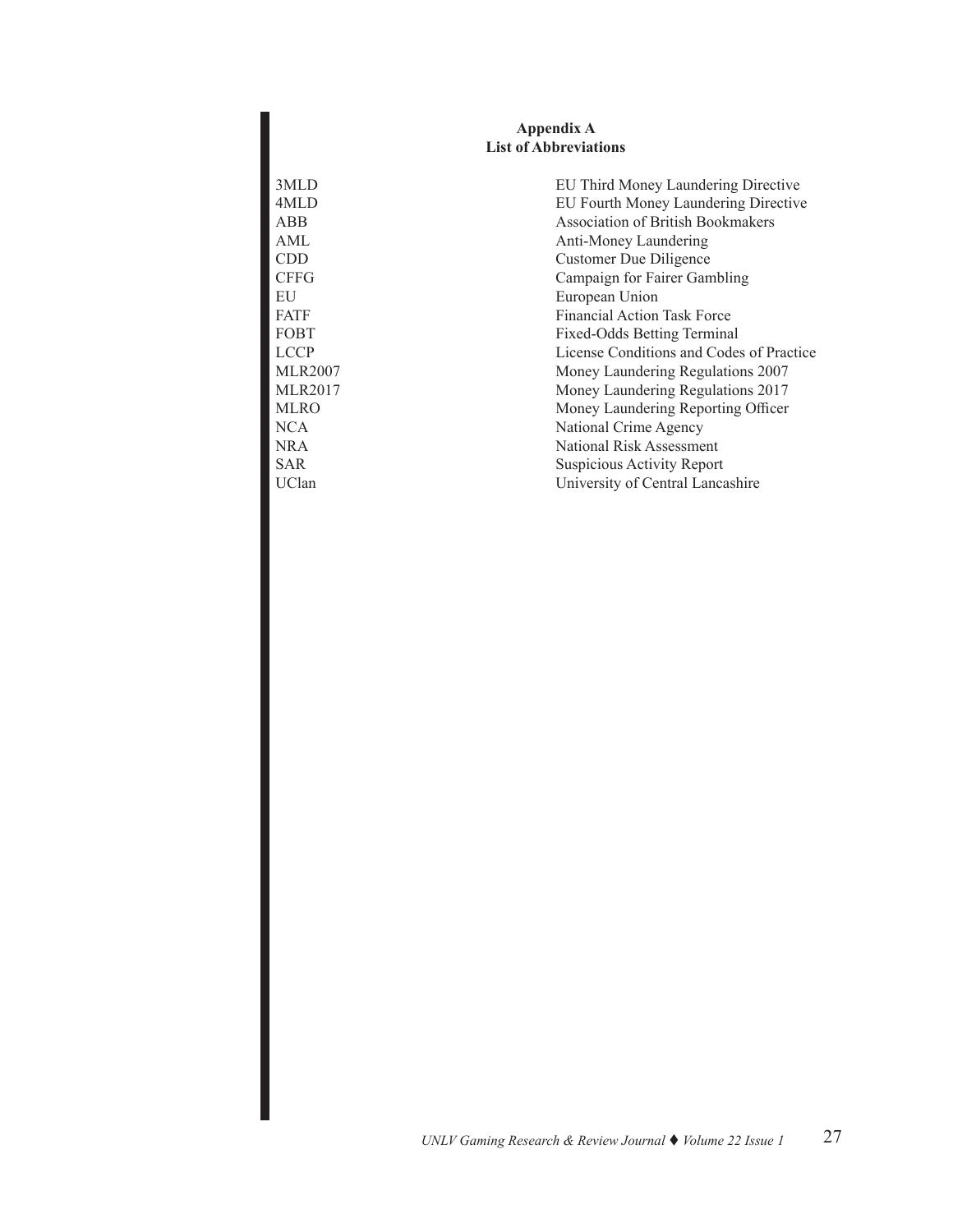## Appendix A
### List of Abbreviations

| | |
|---|---|
| 3MLD | EU Third Money Laundering Directive |
| 4MLD | EU Fourth Money Laundering Directive |
| ABB | Association of British Bookmakers |
| AML | Anti-Money Laundering |
| CDD | Customer Due Diligence |
| CFFG | Campaign for Fairer Gambling |
| EU | European Union |
| FATF | Financial Action Task Force |
| FOBT | Fixed-Odds Betting Terminal |
| LCCP | License Conditions and Codes of Practice |
| MLR2007 | Money Laundering Regulations 2007 |
| MLR2017 | Money Laundering Regulations 2017 |
| MLRO | Money Laundering Reporting Officer |
| NCA | National Crime Agency |
| NRA | National Risk Assessment |
| SAR | Suspicious Activity Report |
| UClan | University of Central Lancashire |